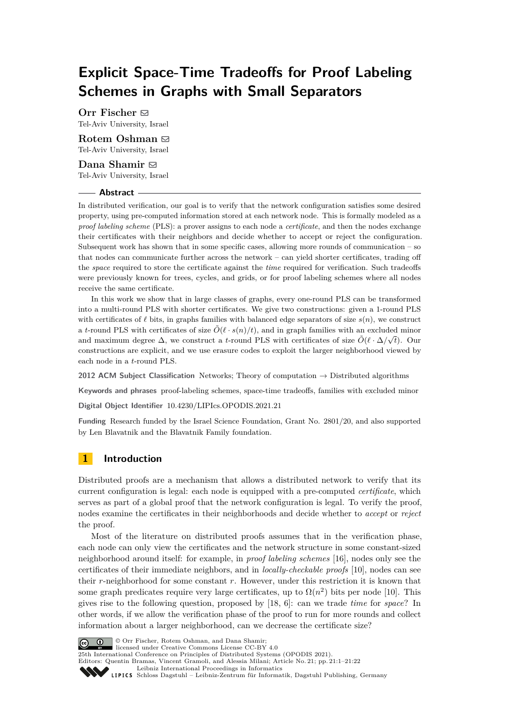# Explicit Space-Time Tradeoffs for Proof Labeling Schemes in Graphs with Small Separators

**Orr Fischer**
Tel-Aviv University, Israel

**Rotem Oshman**
Tel-Aviv University, Israel

**Dana Shamir**
Tel-Aviv University, Israel

## Abstract

In distributed verification, our goal is to verify that the network configuration satisfies some desired property, using pre-computed information stored at each network node. This is formally modeled as a *proof labeling scheme* (PLS): a prover assigns to each node a *certificate*, and then the nodes exchange their certificates with their neighbors and decide whether to accept or reject the configuration. Subsequent work has shown that in some specific cases, allowing more rounds of communication – so that nodes can communicate further across the network – can yield shorter certificates, trading off the *space* required to store the certificate against the *time* required for verification. Such tradeoffs were previously known for trees, cycles, and grids, or for proof labeling schemes where all nodes receive the same certificate.

In this work we show that in large classes of graphs, every one-round PLS can be transformed into a multi-round PLS with shorter certificates. We give two constructions: given a 1-round PLS with certificates of $\ell$ bits, in graphs families with balanced edge separators of size $s(n)$, we construct a $t$-round PLS with certificates of size $\tilde{O}(\ell \cdot s(n)/t)$, and in graph families with an excluded minor and maximum degree $\Delta$, we construct a $t$-round PLS with certificates of size $\tilde{O}(\ell \cdot \Delta/\sqrt{t})$. Our constructions are explicit, and we use erasure codes to exploit the larger neighborhood viewed by each node in a $t$-round PLS.

**2012 ACM Subject Classification** Networks; Theory of computation → Distributed algorithms

**Keywords and phrases** proof-labeling schemes, space-time tradeoffs, families with excluded minor

**Digital Object Identifier** 10.4230/LIPIcs.OPODIS.2021.21

**Funding** Research funded by the Israel Science Foundation, Grant No. 2801/20, and also supported by Len Blavatnik and the Blavatnik Family foundation.

## 1 Introduction

Distributed proofs are a mechanism that allows a distributed network to verify that its current configuration is legal: each node is equipped with a pre-computed *certificate*, which serves as part of a global proof that the network configuration is legal. To verify the proof, nodes examine the certificates in their neighborhoods and decide whether to *accept* or *reject* the proof.

Most of the literature on distributed proofs assumes that in the verification phase, each node can only view the certificates and the network structure in some constant-sized neighborhood around itself: for example, in *proof labeling schemes* [16], nodes only see the certificates of their immediate neighbors, and in *locally-checkable proofs* [10], nodes can see their $r$-neighborhood for some constant $r$. However, under this restriction it is known that some graph predicates require very large certificates, up to $\Omega(n^2)$ bits per node [10]. This gives rise to the following question, proposed by [18, 6]: can we trade *time* for *space*? In other words, if we allow the verification phase of the proof to run for more rounds and collect information about a larger neighborhood, can we decrease the certificate size?

© Orr Fischer, Rotem Oshman, and Dana Shamir;
licensed under Creative Commons License CC-BY 4.0
25th International Conference on Principles of Distributed Systems (OPODIS 2021).
Editors: Quentin Bramas, Vincent Gramoli, and Alessia Milani; Article No. 21; pp. 21:1–21:22
Leibniz International Proceedings in Informatics
Schloss Dagstuhl – Leibniz-Zentrum für Informatik, Dagstuhl Publishing, Germany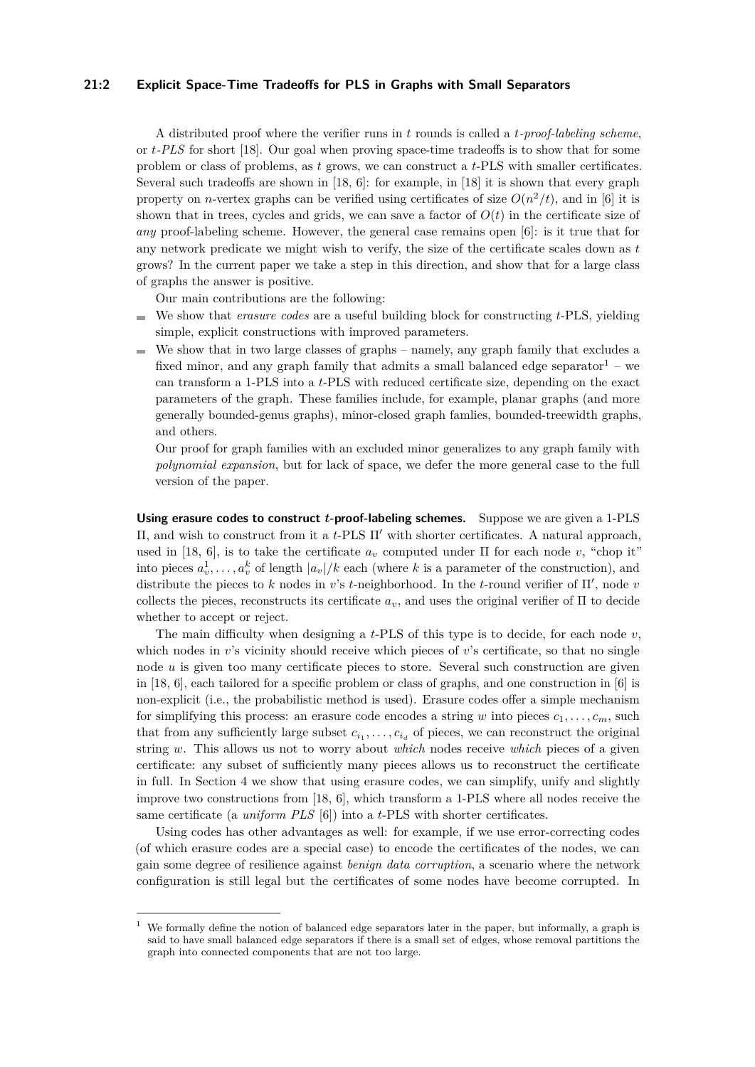A distributed proof where the verifier runs in $t$ rounds is called a *$t$-proof-labeling scheme*, or *$t$-PLS* for short [18]. Our goal when proving space-time tradeoffs is to show that for some problem or class of problems, as $t$ grows, we can construct a $t$-PLS with smaller certificates. Several such tradeoffs are shown in [18, 6]: for example, in [18] it is shown that every graph property on $n$-vertex graphs can be verified using certificates of size $O(n^2/t)$, and in [6] it is shown that in trees, cycles and grids, we can save a factor of $O(t)$ in the certificate size of *any* proof-labeling scheme. However, the general case remains open [6]: is it true that for any network predicate we might wish to verify, the size of the certificate scales down as $t$ grows? In the current paper we take a step in this direction, and show that for a large class of graphs the answer is positive.

Our main contributions are the following:

- We show that *erasure codes* are a useful building block for constructing $t$-PLS, yielding simple, explicit constructions with improved parameters.
- We show that in two large classes of graphs – namely, any graph family that excludes a fixed minor, and any graph family that admits a small balanced edge separator[1] – we can transform a 1-PLS into a $t$-PLS with reduced certificate size, depending on the exact parameters of the graph. These families include, for example, planar graphs (and more generally bounded-genus graphs), minor-closed graph famlies, bounded-treewidth graphs, and others.

  Our proof for graph families with an excluded minor generalizes to any graph family with *polynomial expansion*, but for lack of space, we defer the more general case to the full version of the paper.

**Using erasure codes to construct $t$-proof-labeling schemes.** Suppose we are given a 1-PLS $\Pi$, and wish to construct from it a $t$-PLS $\Pi'$ with shorter certificates. A natural approach, used in [18, 6], is to take the certificate $a_v$ computed under $\Pi$ for each node $v$, "chop it" into pieces $a_v^1, \ldots, a_v^k$ of length $|a_v|/k$ each (where $k$ is a parameter of the construction), and distribute the pieces to $k$ nodes in $v$'s $t$-neighborhood. In the $t$-round verifier of $\Pi'$, node $v$ collects the pieces, reconstructs its certificate $a_v$, and uses the original verifier of $\Pi$ to decide whether to accept or reject.

The main difficulty when designing a $t$-PLS of this type is to decide, for each node $v$, which nodes in $v$'s vicinity should receive which pieces of $v$'s certificate, so that no single node $u$ is given too many certificate pieces to store. Several such construction are given in [18, 6], each tailored for a specific problem or class of graphs, and one construction in [6] is non-explicit (i.e., the probabilistic method is used). Erasure codes offer a simple mechanism for simplifying this process: an erasure code encodes a string $w$ into pieces $c_1, \ldots, c_m$, such that from any sufficiently large subset $c_{i_1}, \ldots, c_{i_d}$ of pieces, we can reconstruct the original string $w$. This allows us not to worry about *which* nodes receive *which* pieces of a given certificate: any subset of sufficiently many pieces allows us to reconstruct the certificate in full. In Section 4 we show that using erasure codes, we can simplify, unify and slightly improve two constructions from [18, 6], which transform a 1-PLS where all nodes receive the same certificate (a *uniform PLS* [6]) into a $t$-PLS with shorter certificates.

Using codes has other advantages as well: for example, if we use error-correcting codes (of which erasure codes are a special case) to encode the certificates of the nodes, we can gain some degree of resilience against *benign data corruption*, a scenario where the network configuration is still legal but the certificates of some nodes have become corrupted. In

---

[1] We formally define the notion of balanced edge separators later in the paper, but informally, a graph is said to have small balanced edge separators if there is a small set of edges, whose removal partitions the graph into connected components that are not too large.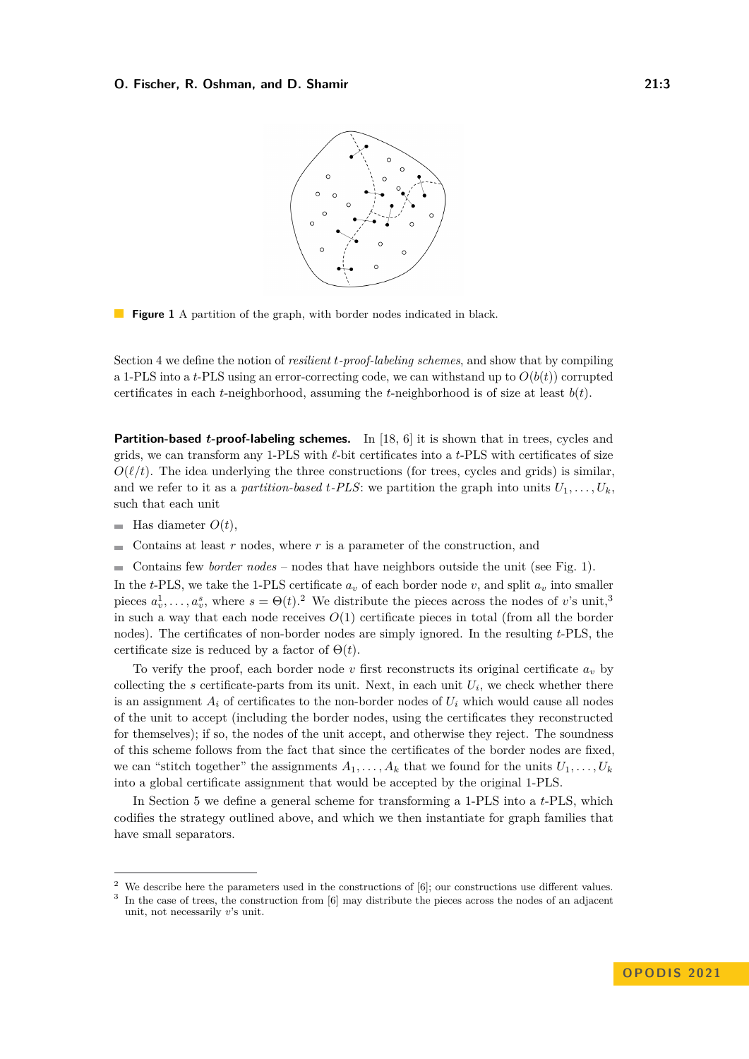**Figure 1** A partition of the graph, with border nodes indicated in black.

Section 4 we define the notion of *resilient t-proof-labeling schemes*, and show that by compiling a 1-PLS into a $t$-PLS using an error-correcting code, we can withstand up to $O(b(t))$ corrupted certificates in each $t$-neighborhood, assuming the $t$-neighborhood is of size at least $b(t)$.

**Partition-based $t$-proof-labeling schemes.** In [18, 6] it is shown that in trees, cycles and grids, we can transform any 1-PLS with $\ell$-bit certificates into a $t$-PLS with certificates of size $O(\ell/t)$. The idea underlying the three constructions (for trees, cycles and grids) is similar, and we refer to it as a *partition-based $t$-PLS*: we partition the graph into units $U_1, \ldots, U_k$, such that each unit

- Has diameter $O(t)$,
- Contains at least $r$ nodes, where $r$ is a parameter of the construction, and
- Contains few *border nodes* – nodes that have neighbors outside the unit (see Fig. 1).

In the $t$-PLS, we take the 1-PLS certificate $a_v$ of each border node $v$, and split $a_v$ into smaller pieces $a_v^1, \ldots, a_v^s$, where $s = \Theta(t)$.[2] We distribute the pieces across the nodes of $v$'s unit,[3] in such a way that each node receives $O(1)$ certificate pieces in total (from all the border nodes). The certificates of non-border nodes are simply ignored. In the resulting $t$-PLS, the certificate size is reduced by a factor of $\Theta(t)$.

To verify the proof, each border node $v$ first reconstructs its original certificate $a_v$ by collecting the $s$ certificate-parts from its unit. Next, in each unit $U_i$, we check whether there is an assignment $A_i$ of certificates to the non-border nodes of $U_i$ which would cause all nodes of the unit to accept (including the border nodes, using the certificates they reconstructed for themselves); if so, the nodes of the unit accept, and otherwise they reject. The soundness of this scheme follows from the fact that since the certificates of the border nodes are fixed, we can "stitch together" the assignments $A_1, \ldots, A_k$ that we found for the units $U_1, \ldots, U_k$ into a global certificate assignment that would be accepted by the original 1-PLS.

In Section 5 we define a general scheme for transforming a 1-PLS into a $t$-PLS, which codifies the strategy outlined above, and which we then instantiate for graph families that have small separators.

---

[2] We describe here the parameters used in the constructions of [6]; our constructions use different values.

[3] In the case of trees, the construction from [6] may distribute the pieces across the nodes of an adjacent unit, not necessarily $v$'s unit.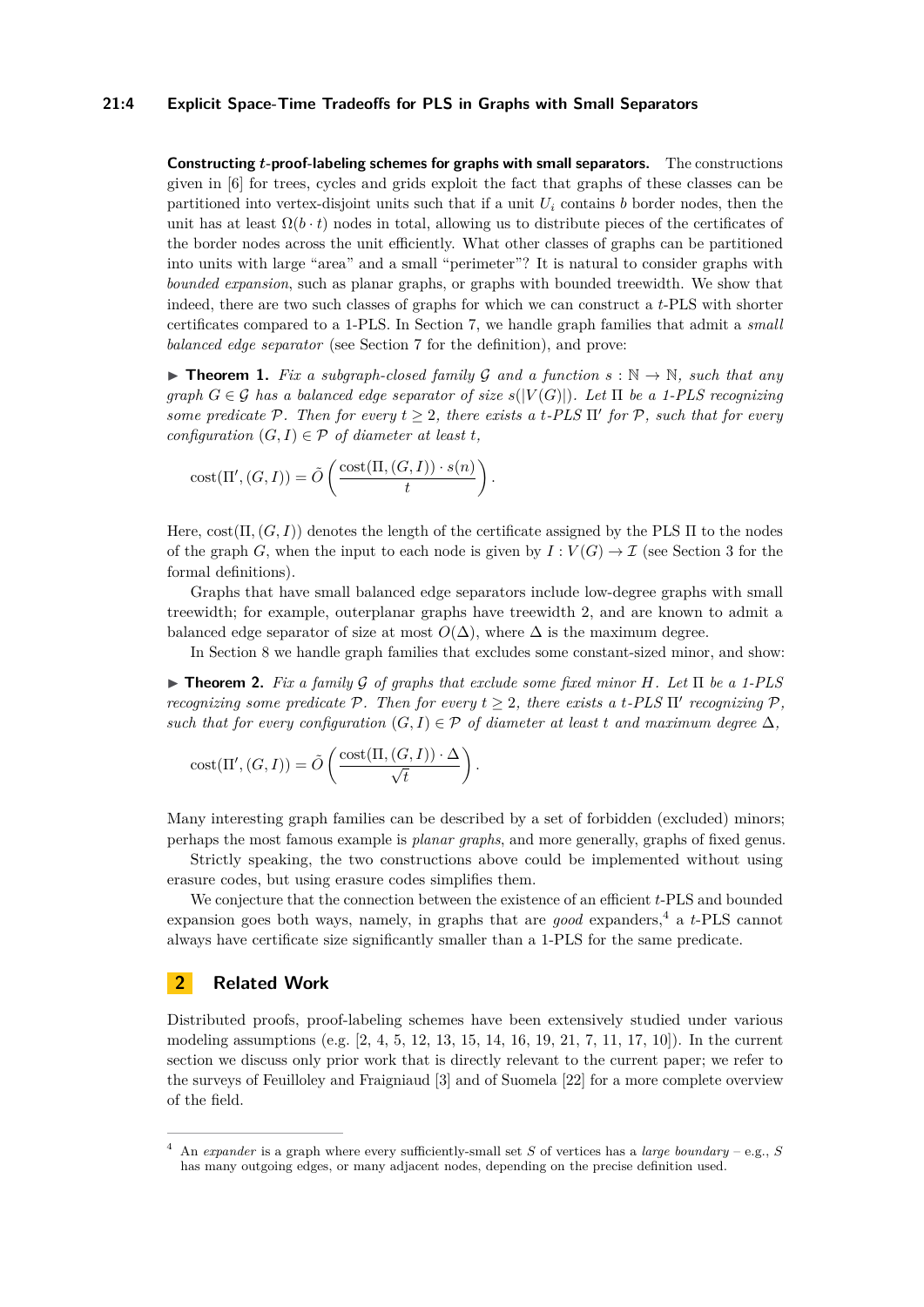**Constructing $t$-proof-labeling schemes for graphs with small separators.** The constructions given in [6] for trees, cycles and grids exploit the fact that graphs of these classes can be partitioned into vertex-disjoint units such that if a unit $U_i$ contains $b$ border nodes, then the unit has at least $\Omega(b \cdot t)$ nodes in total, allowing us to distribute pieces of the certificates of the border nodes across the unit efficiently. What other classes of graphs can be partitioned into units with large "area" and a small "perimeter"? It is natural to consider graphs with *bounded expansion*, such as planar graphs, or graphs with bounded treewidth. We show that indeed, there are two such classes of graphs for which we can construct a $t$-PLS with shorter certificates compared to a 1-PLS. In Section 7, we handle graph families that admit a *small balanced edge separator* (see Section 7 for the definition), and prove:

▶ **Theorem 1.** *Fix a subgraph-closed family $\mathcal{G}$ and a function $s : \mathbb{N} \to \mathbb{N}$, such that any graph $G \in \mathcal{G}$ has a balanced edge separator of size $s(|V(G)|)$. Let $\Pi$ be a 1-PLS recognizing some predicate $\mathcal{P}$. Then for every $t \geq 2$, there exists a $t$-PLS $\Pi'$ for $\mathcal{P}$, such that for every configuration $(G, I) \in \mathcal{P}$ of diameter at least $t$,*

$$\mathrm{cost}(\Pi', (G, I)) = \tilde{O}\left(\frac{\mathrm{cost}(\Pi, (G, I)) \cdot s(n)}{t}\right).$$

Here, $\mathrm{cost}(\Pi, (G, I))$ denotes the length of the certificate assigned by the PLS $\Pi$ to the nodes of the graph $G$, when the input to each node is given by $I : V(G) \to \mathcal{I}$ (see Section 3 for the formal definitions).

Graphs that have small balanced edge separators include low-degree graphs with small treewidth; for example, outerplanar graphs have treewidth 2, and are known to admit a balanced edge separator of size at most $O(\Delta)$, where $\Delta$ is the maximum degree.

In Section 8 we handle graph families that excludes some constant-sized minor, and show:

▶ **Theorem 2.** *Fix a family $\mathcal{G}$ of graphs that exclude some fixed minor $H$. Let $\Pi$ be a 1-PLS recognizing some predicate $\mathcal{P}$. Then for every $t \geq 2$, there exists a $t$-PLS $\Pi'$ recognizing $\mathcal{P}$, such that for every configuration $(G, I) \in \mathcal{P}$ of diameter at least $t$ and maximum degree $\Delta$,*

$$\mathrm{cost}(\Pi', (G, I)) = \tilde{O}\left(\frac{\mathrm{cost}(\Pi, (G, I)) \cdot \Delta}{\sqrt{t}}\right).$$

Many interesting graph families can be described by a set of forbidden (excluded) minors; perhaps the most famous example is *planar graphs*, and more generally, graphs of fixed genus.

Strictly speaking, the two constructions above could be implemented without using erasure codes, but using erasure codes simplifies them.

We conjecture that the connection between the existence of an efficient $t$-PLS and bounded expansion goes both ways, namely, in graphs that are *good* expanders,[4] a $t$-PLS cannot always have certificate size significantly smaller than a 1-PLS for the same predicate.

## 2 Related Work

Distributed proofs, proof-labeling schemes have been extensively studied under various modeling assumptions (e.g. [2, 4, 5, 12, 13, 15, 14, 16, 19, 21, 7, 11, 17, 10]). In the current section we discuss only prior work that is directly relevant to the current paper; we refer to the surveys of Feuilloley and Fraigniaud [3] and of Suomela [22] for a more complete overview of the field.

---

[4] An *expander* is a graph where every sufficiently-small set $S$ of vertices has a *large boundary* – e.g., $S$ has many outgoing edges, or many adjacent nodes, depending on the precise definition used.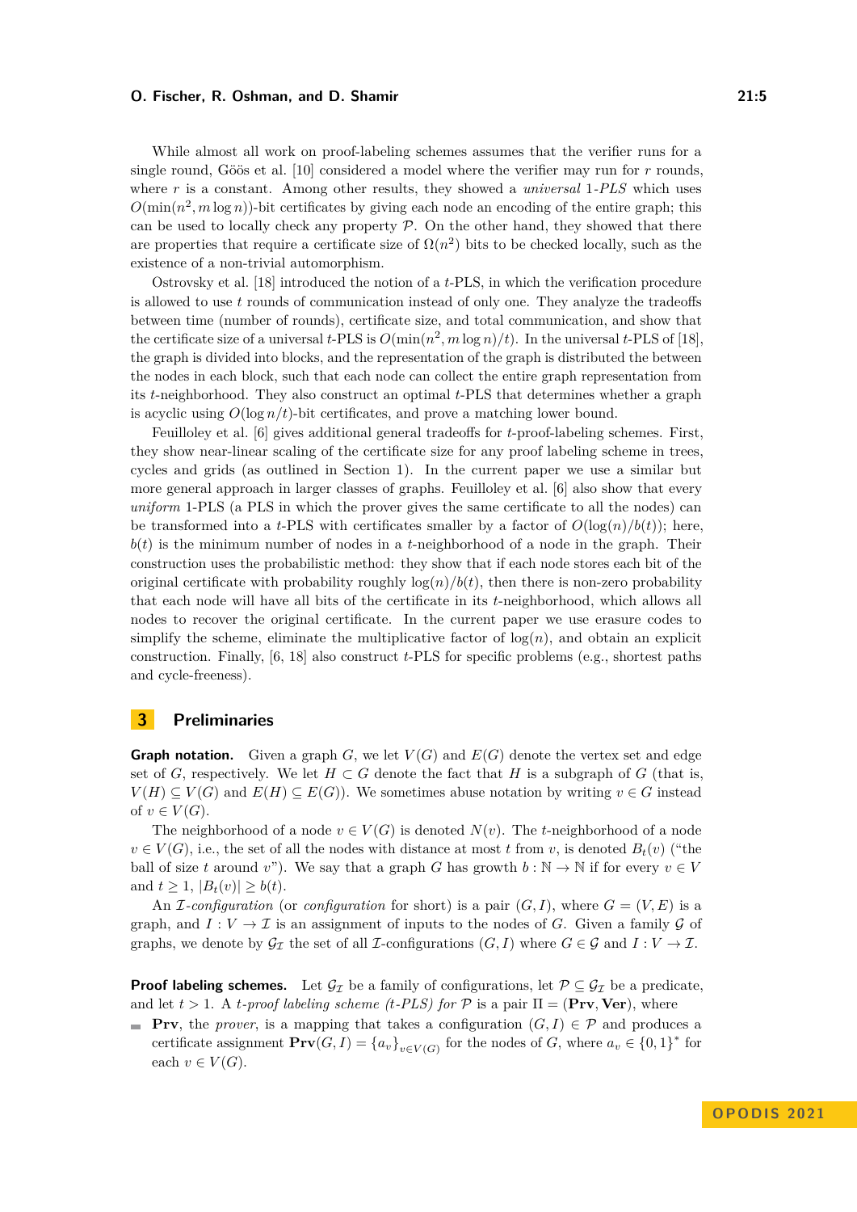While almost all work on proof-labeling schemes assumes that the verifier runs for a single round, Göös et al. [10] considered a model where the verifier may run for $r$ rounds, where $r$ is a constant. Among other results, they showed a *universal* 1-*PLS* which uses $O(\min(n^2, m \log n))$-bit certificates by giving each node an encoding of the entire graph; this can be used to locally check any property $\mathcal{P}$. On the other hand, they showed that there are properties that require a certificate size of $\Omega(n^2)$ bits to be checked locally, such as the existence of a non-trivial automorphism.

Ostrovsky et al. [18] introduced the notion of a $t$-PLS, in which the verification procedure is allowed to use $t$ rounds of communication instead of only one. They analyze the tradeoffs between time (number of rounds), certificate size, and total communication, and show that the certificate size of a universal $t$-PLS is $O(\min(n^2, m \log n)/t)$. In the universal $t$-PLS of [18], the graph is divided into blocks, and the representation of the graph is distributed the between the nodes in each block, such that each node can collect the entire graph representation from its $t$-neighborhood. They also construct an optimal $t$-PLS that determines whether a graph is acyclic using $O(\log n/t)$-bit certificates, and prove a matching lower bound.

Feuilloley et al. [6] gives additional general tradeoffs for $t$-proof-labeling schemes. First, they show near-linear scaling of the certificate size for any proof labeling scheme in trees, cycles and grids (as outlined in Section 1). In the current paper we use a similar but more general approach in larger classes of graphs. Feuilloley et al. [6] also show that every *uniform* 1-PLS (a PLS in which the prover gives the same certificate to all the nodes) can be transformed into a $t$-PLS with certificates smaller by a factor of $O(\log(n)/b(t))$; here, $b(t)$ is the minimum number of nodes in a $t$-neighborhood of a node in the graph. Their construction uses the probabilistic method: they show that if each node stores each bit of the original certificate with probability roughly $\log(n)/b(t)$, then there is non-zero probability that each node will have all bits of the certificate in its $t$-neighborhood, which allows all nodes to recover the original certificate. In the current paper we use erasure codes to simplify the scheme, eliminate the multiplicative factor of $\log(n)$, and obtain an explicit construction. Finally, [6, 18] also construct $t$-PLS for specific problems (e.g., shortest paths and cycle-freeness).

## 3 Preliminaries

**Graph notation.** Given a graph $G$, we let $V(G)$ and $E(G)$ denote the vertex set and edge set of $G$, respectively. We let $H \subset G$ denote the fact that $H$ is a subgraph of $G$ (that is, $V(H) \subseteq V(G)$ and $E(H) \subseteq E(G)$). We sometimes abuse notation by writing $v \in G$ instead of $v \in V(G)$.

The neighborhood of a node $v \in V(G)$ is denoted $N(v)$. The $t$-neighborhood of a node $v \in V(G)$, i.e., the set of all the nodes with distance at most $t$ from $v$, is denoted $B_t(v)$ ("the ball of size $t$ around $v$"). We say that a graph $G$ has growth $b : \mathbb{N} \to \mathbb{N}$ if for every $v \in V$ and $t \geq 1$, $|B_t(v)| \geq b(t)$.

An $\mathcal{I}$-*configuration* (or *configuration* for short) is a pair $(G, I)$, where $G = (V, E)$ is a graph, and $I : V \to \mathcal{I}$ is an assignment of inputs to the nodes of $G$. Given a family $\mathcal{G}$ of graphs, we denote by $\mathcal{G}_{\mathcal{I}}$ the set of all $\mathcal{I}$-configurations $(G, I)$ where $G \in \mathcal{G}$ and $I : V \to \mathcal{I}$.

**Proof labeling schemes.** Let $\mathcal{G}_{\mathcal{I}}$ be a family of configurations, let $\mathcal{P} \subseteq \mathcal{G}_{\mathcal{I}}$ be a predicate, and let $t > 1$. A $t$-*proof labeling scheme* ($t$-*PLS*) *for* $\mathcal{P}$ is a pair $\Pi = (\mathbf{Prv}, \mathbf{Ver})$, where

- $\mathbf{Prv}$, the *prover*, is a mapping that takes a configuration $(G, I) \in \mathcal{P}$ and produces a certificate assignment $\mathbf{Prv}(G, I) = \{a_v\}_{v \in V(G)}$ for the nodes of $G$, where $a_v \in \{0,1\}^*$ for each $v \in V(G)$.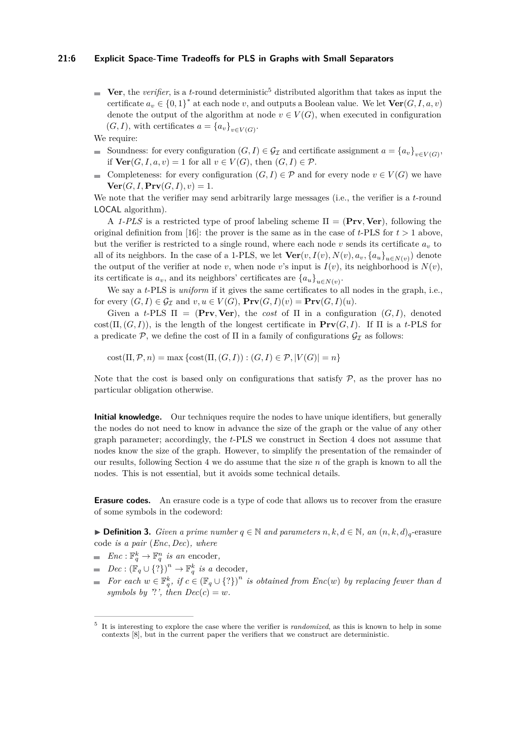- **Ver**, the *verifier*, is a $t$-round deterministic[5] distributed algorithm that takes as input the certificate $a_v \in \{0,1\}^*$ at each node $v$, and outputs a Boolean value. We let $\mathbf{Ver}(G, I, a, v)$ denote the output of the algorithm at node $v \in V(G)$, when executed in configuration $(G, I)$, with certificates $a = \{a_v\}_{v \in V(G)}$.

We require:

- Soundness: for every configuration $(G, I) \in \mathcal{G}_{\mathcal{I}}$ and certificate assignment $a = \{a_v\}_{v \in V(G)}$, if $\mathbf{Ver}(G, I, a, v) = 1$ for all $v \in V(G)$, then $(G, I) \in \mathcal{P}$.
- Completeness: for every configuration $(G, I) \in \mathcal{P}$ and for every node $v \in V(G)$ we have $\mathbf{Ver}(G, I, \mathbf{Prv}(G, I), v) = 1$.

We note that the verifier may send arbitrarily large messages (i.e., the verifier is a $t$-round LOCAL algorithm).

A *1-PLS* is a restricted type of proof labeling scheme $\Pi = (\mathbf{Prv}, \mathbf{Ver})$, following the original definition from [16]: the prover is the same as in the case of $t$-PLS for $t > 1$ above, but the verifier is restricted to a single round, where each node $v$ sends its certificate $a_v$ to all of its neighbors. In the case of a 1-PLS, we let $\mathbf{Ver}(v, I(v), N(v), a_v, \{a_u\}_{u \in N(v)})$ denote the output of the verifier at node $v$, when node $v$'s input is $I(v)$, its neighborhood is $N(v)$, its certificate is $a_v$, and its neighbors' certificates are $\{a_u\}_{u \in N(v)}$.

We say a $t$-PLS is *uniform* if it gives the same certificates to all nodes in the graph, i.e., for every $(G, I) \in \mathcal{G}_{\mathcal{I}}$ and $v, u \in V(G)$, $\mathbf{Prv}(G, I)(v) = \mathbf{Prv}(G, I)(u)$.

Given a $t$-PLS $\Pi = (\mathbf{Prv}, \mathbf{Ver})$, the *cost* of $\Pi$ in a configuration $(G, I)$, denoted $\text{cost}(\Pi, (G, I))$, is the length of the longest certificate in $\mathbf{Prv}(G, I)$. If $\Pi$ is a $t$-PLS for a predicate $\mathcal{P}$, we define the cost of $\Pi$ in a family of configurations $\mathcal{G}_{\mathcal{I}}$ as follows:

$$\text{cost}(\Pi, \mathcal{P}, n) = \max\left\{\text{cost}(\Pi, (G, I)) : (G, I) \in \mathcal{P}, |V(G)| = n\right\}$$

Note that the cost is based only on configurations that satisfy $\mathcal{P}$, as the prover has no particular obligation otherwise.

**Initial knowledge.** Our techniques require the nodes to have unique identifiers, but generally the nodes do not need to know in advance the size of the graph or the value of any other graph parameter; accordingly, the $t$-PLS we construct in Section 4 does not assume that nodes know the size of the graph. However, to simplify the presentation of the remainder of our results, following Section 4 we do assume that the size $n$ of the graph is known to all the nodes. This is not essential, but it avoids some technical details.

**Erasure codes.** An erasure code is a type of code that allows us to recover from the erasure of some symbols in the codeword:

▶ **Definition 3.** *Given a prime number $q \in \mathbb{N}$ and parameters $n, k, d \in \mathbb{N}$, an $(n, k, d)_q$-*erasure code *is a pair $(Enc, Dec)$, where*

- *$Enc : \mathbb{F}_q^k \to \mathbb{F}_q^n$ is an* encoder*,*
- *$Dec : (\mathbb{F}_q \cup \{?\})^n \to \mathbb{F}_q^k$ is a* decoder*,*
- *For each $w \in \mathbb{F}_q^k$, if $c \in (\mathbb{F}_q \cup \{?\})^n$ is obtained from $Enc(w)$ by replacing fewer than $d$ symbols by '?', then $Dec(c) = w$.*

---

[5] It is interesting to explore the case where the verifier is *randomized*, as this is known to help in some contexts [8], but in the current paper the verifiers that we construct are deterministic.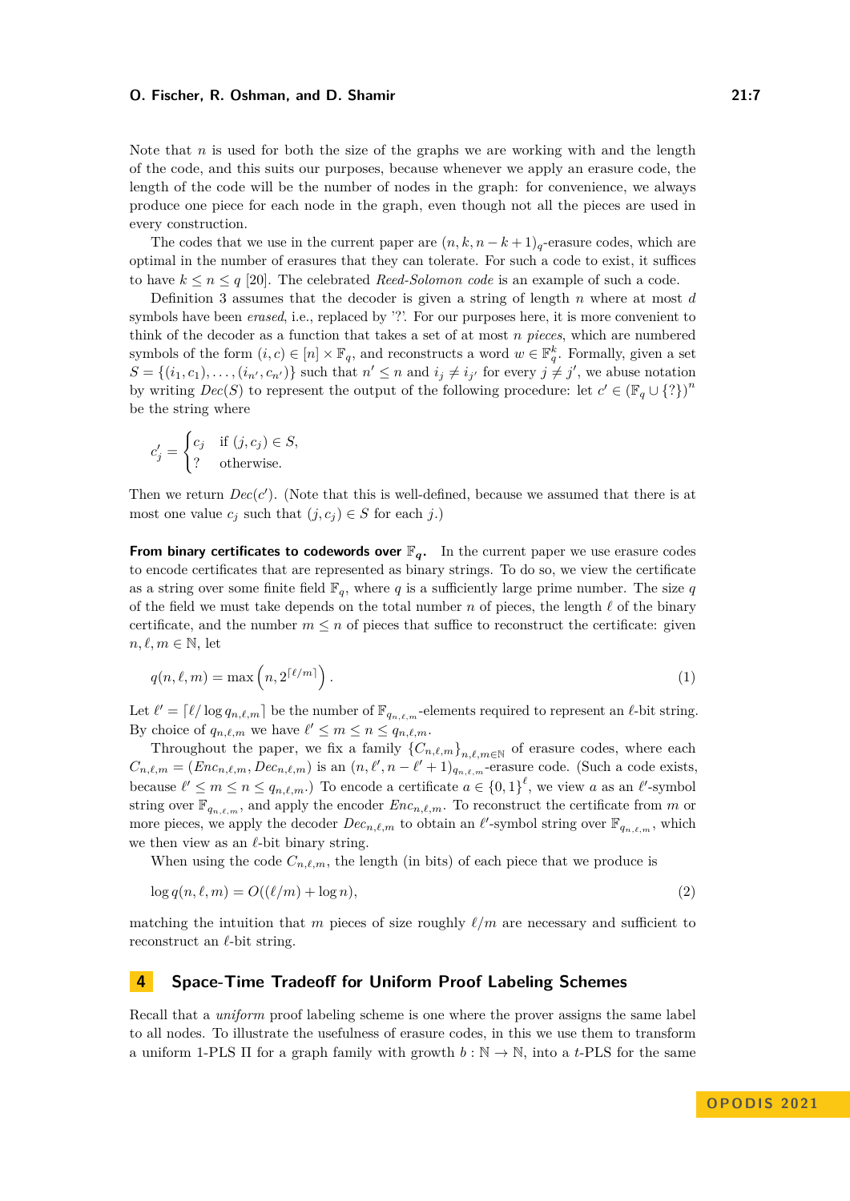Note that $n$ is used for both the size of the graphs we are working with and the length of the code, and this suits our purposes, because whenever we apply an erasure code, the length of the code will be the number of nodes in the graph: for convenience, we always produce one piece for each node in the graph, even though not all the pieces are used in every construction.

The codes that we use in the current paper are $(n, k, n-k+1)_q$-erasure codes, which are optimal in the number of erasures that they can tolerate. For such a code to exist, it suffices to have $k \leq n \leq q$ [20]. The celebrated *Reed-Solomon code* is an example of such a code.

Definition 3 assumes that the decoder is given a string of length $n$ where at most $d$ symbols have been *erased*, i.e., replaced by '?'. For our purposes here, it is more convenient to think of the decoder as a function that takes a set of at most $n$ *pieces*, which are numbered symbols of the form $(i, c) \in [n] \times \mathbb{F}_q$, and reconstructs a word $w \in \mathbb{F}_q^k$. Formally, given a set $S = \{(i_1, c_1), \ldots, (i_{n'}, c_{n'})\}$ such that $n' \leq n$ and $i_j \neq i_{j'}$ for every $j \neq j'$, we abuse notation by writing $Dec(S)$ to represent the output of the following procedure: let $c' \in (\mathbb{F}_q \cup \{?\})^n$ be the string where

$$c'_j = \begin{cases} c_j & \text{if } (j, c_j) \in S, \\ ? & \text{otherwise.} \end{cases}$$

Then we return $Dec(c')$. (Note that this is well-defined, because we assumed that there is at most one value $c_j$ such that $(j, c_j) \in S$ for each $j$.)

**From binary certificates to codewords over $\mathbb{F}_q$.** In the current paper we use erasure codes to encode certificates that are represented as binary strings. To do so, we view the certificate as a string over some finite field $\mathbb{F}_q$, where $q$ is a sufficiently large prime number. The size $q$ of the field we must take depends on the total number $n$ of pieces, the length $\ell$ of the binary certificate, and the number $m \leq n$ of pieces that suffice to reconstruct the certificate: given $n, \ell, m \in \mathbb{N}$, let

$$q(n, \ell, m) = \max\left(n, 2^{\lceil \ell/m \rceil}\right). \tag{1}$$

Let $\ell' = \lceil \ell / \log q_{n,\ell,m} \rceil$ be the number of $\mathbb{F}_{q_{n,\ell,m}}$-elements required to represent an $\ell$-bit string. By choice of $q_{n,\ell,m}$ we have $\ell' \leq m \leq n \leq q_{n,\ell,m}$.

Throughout the paper, we fix a family $\{C_{n,\ell,m}\}_{n,\ell,m \in \mathbb{N}}$ of erasure codes, where each $C_{n,\ell,m} = (Enc_{n,\ell,m}, Dec_{n,\ell,m})$ is an $(n, \ell', n-\ell'+1)_{q_{n,\ell,m}}$-erasure code. (Such a code exists, because $\ell' \leq m \leq n \leq q_{n,\ell,m}$.) To encode a certificate $a \in \{0,1\}^{\ell}$, we view $a$ as an $\ell'$-symbol string over $\mathbb{F}_{q_{n,\ell,m}}$, and apply the encoder $Enc_{n,\ell,m}$. To reconstruct the certificate from $m$ or more pieces, we apply the decoder $Dec_{n,\ell,m}$ to obtain an $\ell'$-symbol string over $\mathbb{F}_{q_{n,\ell,m}}$, which we then view as an $\ell$-bit binary string.

When using the code $C_{n,\ell,m}$, the length (in bits) of each piece that we produce is

$$\log q(n, \ell, m) = O((\ell/m) + \log n), \tag{2}$$

matching the intuition that $m$ pieces of size roughly $\ell/m$ are necessary and sufficient to reconstruct an $\ell$-bit string.

## 4 Space-Time Tradeoff for Uniform Proof Labeling Schemes

Recall that a *uniform* proof labeling scheme is one where the prover assigns the same label to all nodes. To illustrate the usefulness of erasure codes, in this we use them to transform a uniform 1-PLS $\Pi$ for a graph family with growth $b : \mathbb{N} \to \mathbb{N}$, into a $t$-PLS for the same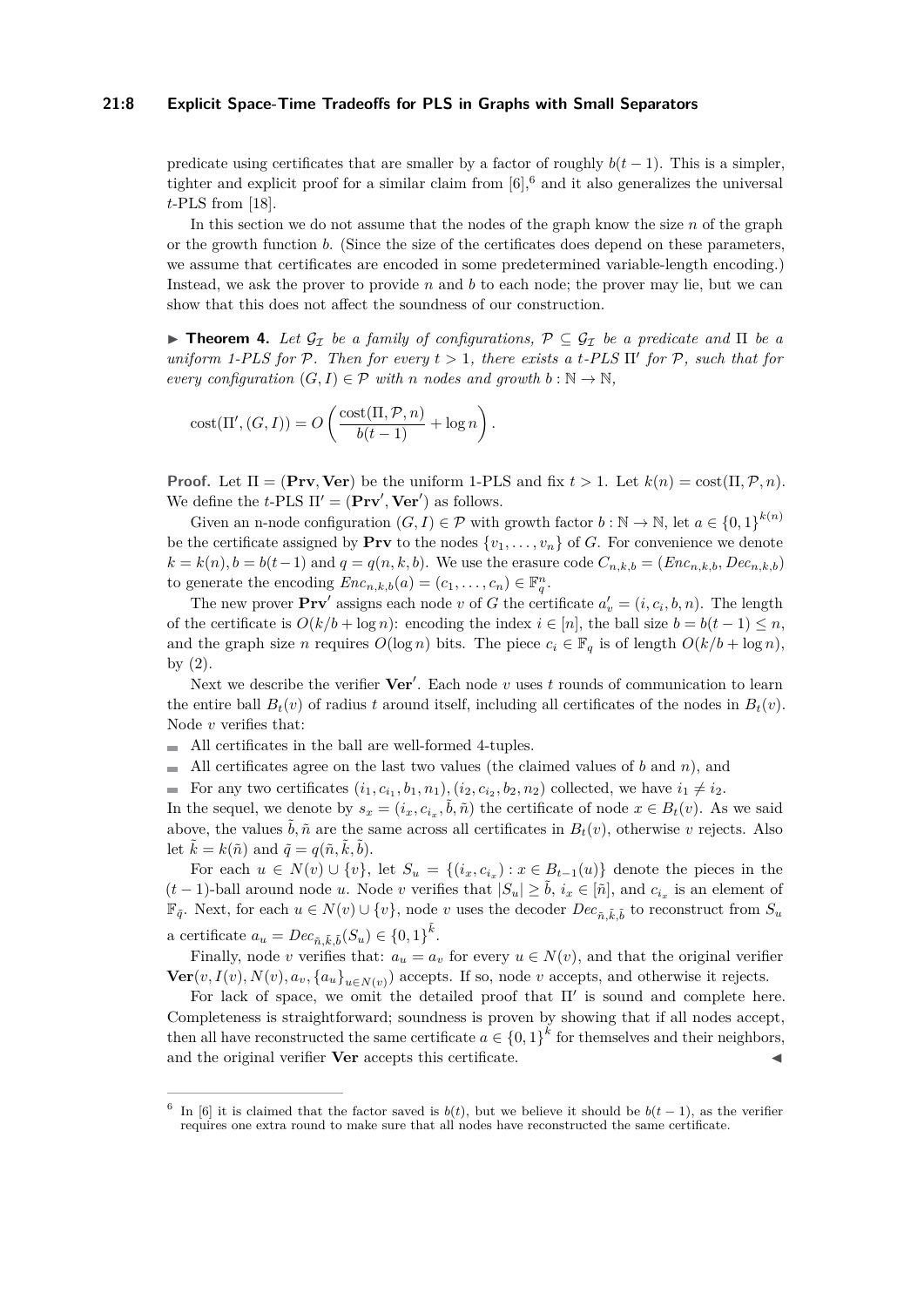predicate using certificates that are smaller by a factor of roughly $b(t-1)$. This is a simpler, tighter and explicit proof for a similar claim from [6],[6] and it also generalizes the universal $t$-PLS from [18].

In this section we do not assume that the nodes of the graph know the size $n$ of the graph or the growth function $b$. (Since the size of the certificates does depend on these parameters, we assume that certificates are encoded in some predetermined variable-length encoding.) Instead, we ask the prover to provide $n$ and $b$ to each node; the prover may lie, but we can show that this does not affect the soundness of our construction.

▶ **Theorem 4.** *Let $\mathcal{G}_\mathcal{I}$ be a family of configurations, $\mathcal{P} \subseteq \mathcal{G}_\mathcal{I}$ be a predicate and $\Pi$ be a uniform 1-PLS for $\mathcal{P}$. Then for every $t > 1$, there exists a $t$-PLS $\Pi'$ for $\mathcal{P}$, such that for every configuration $(G, I) \in \mathcal{P}$ with $n$ nodes and growth $b : \mathbb{N} \to \mathbb{N}$,*

$$\mathrm{cost}(\Pi', (G, I)) = O\left(\frac{\mathrm{cost}(\Pi, \mathcal{P}, n)}{b(t-1)} + \log n\right).$$

**Proof.** Let $\Pi = (\mathbf{Prv}, \mathbf{Ver})$ be the uniform 1-PLS and fix $t > 1$. Let $k(n) = \mathrm{cost}(\Pi, \mathcal{P}, n)$. We define the $t$-PLS $\Pi' = (\mathbf{Prv}', \mathbf{Ver}')$ as follows.

Given an n-node configuration $(G, I) \in \mathcal{P}$ with growth factor $b : \mathbb{N} \to \mathbb{N}$, let $a \in \{0,1\}^{k(n)}$ be the certificate assigned by $\mathbf{Prv}$ to the nodes $\{v_1, \ldots, v_n\}$ of $G$. For convenience we denote $k = k(n), b = b(t-1)$ and $q = q(n, k, b)$. We use the erasure code $C_{n,k,b} = (Enc_{n,k,b}, Dec_{n,k,b})$ to generate the encoding $Enc_{n,k,b}(a) = (c_1, \ldots, c_n) \in \mathbb{F}_q^n$.

The new prover $\mathbf{Prv}'$ assigns each node $v$ of $G$ the certificate $a'_v = (i, c_i, b, n)$. The length of the certificate is $O(k/b + \log n)$: encoding the index $i \in [n]$, the ball size $b = b(t-1) \le n$, and the graph size $n$ requires $O(\log n)$ bits. The piece $c_i \in \mathbb{F}_q$ is of length $O(k/b + \log n)$, by (2).

Next we describe the verifier $\mathbf{Ver}'$. Each node $v$ uses $t$ rounds of communication to learn the entire ball $B_t(v)$ of radius $t$ around itself, including all certificates of the nodes in $B_t(v)$. Node $v$ verifies that:

- All certificates in the ball are well-formed 4-tuples.
- All certificates agree on the last two values (the claimed values of $b$ and $n$), and
- For any two certificates $(i_1, c_{i_1}, b_1, n_1), (i_2, c_{i_2}, b_2, n_2)$ collected, we have $i_1 \ne i_2$.

In the sequel, we denote by $s_x = (i_x, c_{i_x}, \tilde{b}, \tilde{n})$ the certificate of node $x \in B_t(v)$. As we said above, the values $\tilde{b}, \tilde{n}$ are the same across all certificates in $B_t(v)$, otherwise $v$ rejects. Also let $\tilde{k} = k(\tilde{n})$ and $\tilde{q} = q(\tilde{n}, \tilde{k}, \tilde{b})$.

For each $u \in N(v) \cup \{v\}$, let $S_u = \{(i_x, c_{i_x}) : x \in B_{t-1}(u)\}$ denote the pieces in the $(t-1)$-ball around node $u$. Node $v$ verifies that $|S_u| \ge \tilde{b}$, $i_x \in [\tilde{n}]$, and $c_{i_x}$ is an element of $\mathbb{F}_{\tilde{q}}$. Next, for each $u \in N(v) \cup \{v\}$, node $v$ uses the decoder $Dec_{\tilde{n},\tilde{k},\tilde{b}}$ to reconstruct from $S_u$ a certificate $a_u = Dec_{\tilde{n},\tilde{k},\tilde{b}}(S_u) \in \{0,1\}^{\tilde{k}}$.

Finally, node $v$ verifies that: $a_u = a_v$ for every $u \in N(v)$, and that the original verifier $\mathbf{Ver}(v, I(v), N(v), a_v, \{a_u\}_{u \in N(v)})$ accepts. If so, node $v$ accepts, and otherwise it rejects.

For lack of space, we omit the detailed proof that $\Pi'$ is sound and complete here. Completeness is straightforward; soundness is proven by showing that if all nodes accept, then all have reconstructed the same certificate $a \in \{0,1\}^k$ for themselves and their neighbors, and the original verifier $\mathbf{Ver}$ accepts this certificate. ◀

---

[6] In [6] it is claimed that the factor saved is $b(t)$, but we believe it should be $b(t-1)$, as the verifier requires one extra round to make sure that all nodes have reconstructed the same certificate.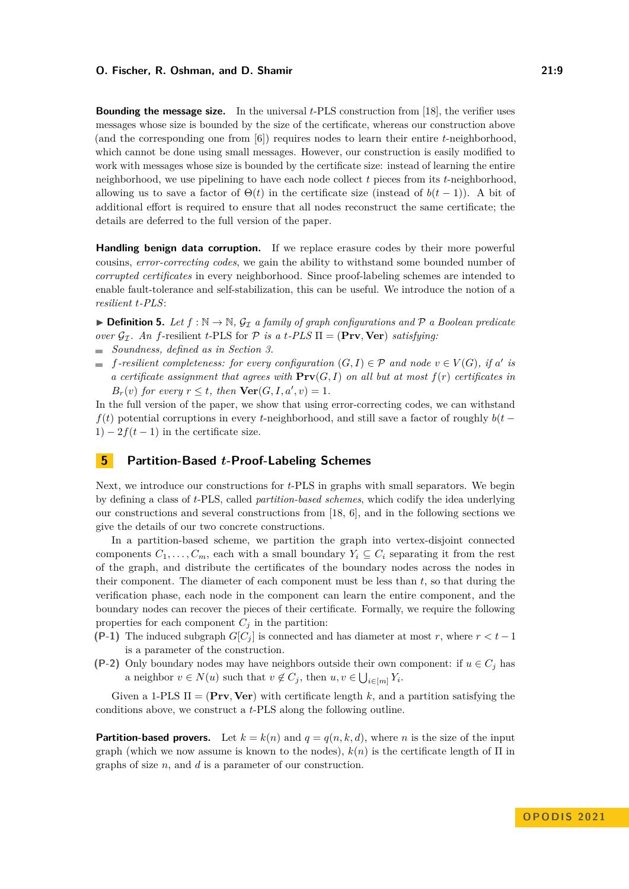**Bounding the message size.** In the universal $t$-PLS construction from [18], the verifier uses messages whose size is bounded by the size of the certificate, whereas our construction above (and the corresponding one from [6]) requires nodes to learn their entire $t$-neighborhood, which cannot be done using small messages. However, our construction is easily modified to work with messages whose size is bounded by the certificate size: instead of learning the entire neighborhood, we use pipelining to have each node collect $t$ pieces from its $t$-neighborhood, allowing us to save a factor of $\Theta(t)$ in the certificate size (instead of $b(t-1)$). A bit of additional effort is required to ensure that all nodes reconstruct the same certificate; the details are deferred to the full version of the paper.

**Handling benign data corruption.** If we replace erasure codes by their more powerful cousins, *error-correcting codes*, we gain the ability to withstand some bounded number of *corrupted certificates* in every neighborhood. Since proof-labeling schemes are intended to enable fault-tolerance and self-stabilization, this can be useful. We introduce the notion of a *resilient $t$-PLS*:

▶ **Definition 5.** *Let $f : \mathbb{N} \to \mathbb{N}$, $\mathcal{G}_\mathcal{I}$ a family of graph configurations and $\mathcal{P}$ a Boolean predicate over $\mathcal{G}_\mathcal{I}$. An* $f$-resilient $t$-PLS for $\mathcal{P}$ *is a $t$-PLS $\Pi = (\mathbf{Prv}, \mathbf{Ver})$ satisfying:*

- *Soundness, defined as in Section 3.*
- *$f$-resilient completeness: for every configuration $(G, I) \in \mathcal{P}$ and node $v \in V(G)$, if $a'$ is a certificate assignment that agrees with $\mathbf{Prv}(G, I)$ on all but at most $f(r)$ certificates in $B_r(v)$ for every $r \leq t$, then $\mathbf{Ver}(G, I, a', v) = 1$.*

In the full version of the paper, we show that using error-correcting codes, we can withstand $f(t)$ potential corruptions in every $t$-neighborhood, and still save a factor of roughly $b(t-1) - 2f(t-1)$ in the certificate size.

## 5 Partition-Based $t$-Proof-Labeling Schemes

Next, we introduce our constructions for $t$-PLS in graphs with small separators. We begin by defining a class of $t$-PLS, called *partition-based schemes*, which codify the idea underlying our constructions and several constructions from [18, 6], and in the following sections we give the details of our two concrete constructions.

In a partition-based scheme, we partition the graph into vertex-disjoint connected components $C_1, \ldots, C_m$, each with a small boundary $Y_i \subseteq C_i$ separating it from the rest of the graph, and distribute the certificates of the boundary nodes across the nodes in their component. The diameter of each component must be less than $t$, so that during the verification phase, each node in the component can learn the entire component, and the boundary nodes can recover the pieces of their certificate. Formally, we require the following properties for each component $C_j$ in the partition:

**(P-1)** The induced subgraph $G[C_j]$ is connected and has diameter at most $r$, where $r < t-1$ is a parameter of the construction.

**(P-2)** Only boundary nodes may have neighbors outside their own component: if $u \in C_j$ has a neighbor $v \in N(u)$ such that $v \notin C_j$, then $u, v \in \bigcup_{i \in [m]} Y_i$.

Given a 1-PLS $\Pi = (\mathbf{Prv}, \mathbf{Ver})$ with certificate length $k$, and a partition satisfying the conditions above, we construct a $t$-PLS along the following outline.

**Partition-based provers.** Let $k = k(n)$ and $q = q(n, k, d)$, where $n$ is the size of the input graph (which we now assume is known to the nodes), $k(n)$ is the certificate length of $\Pi$ in graphs of size $n$, and $d$ is a parameter of our construction.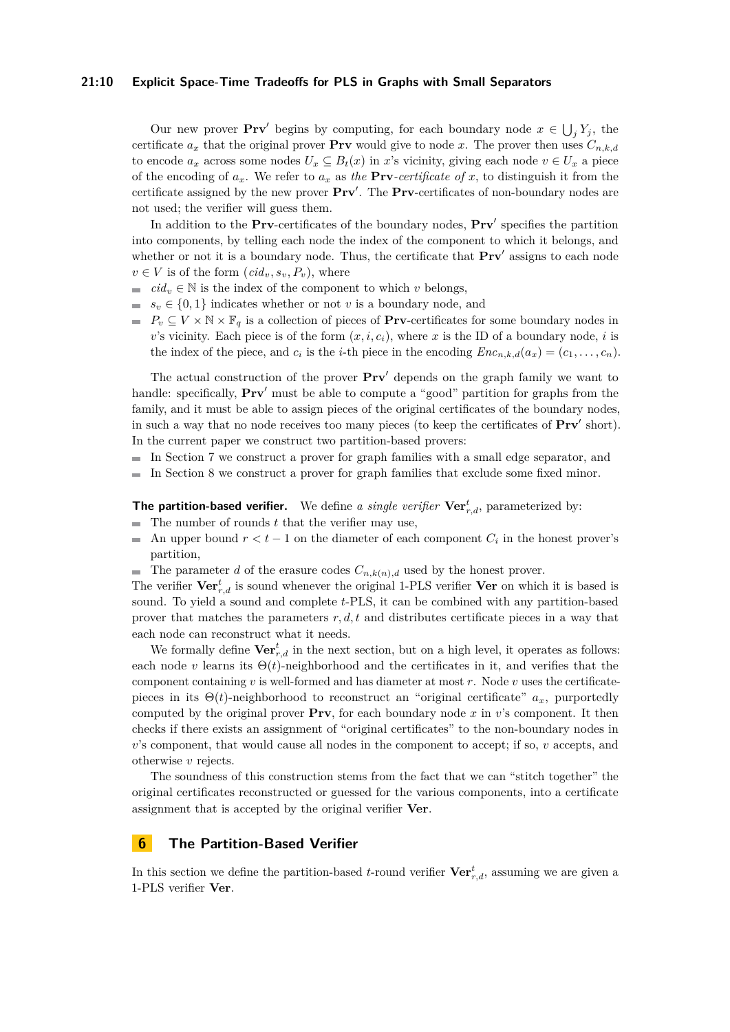Our new prover $\mathbf{Prv}'$ begins by computing, for each boundary node $x \in \bigcup_j Y_j$, the certificate $a_x$ that the original prover $\mathbf{Prv}$ would give to node $x$. The prover then uses $C_{n,k,d}$ to encode $a_x$ across some nodes $U_x \subseteq B_t(x)$ in $x$'s vicinity, giving each node $v \in U_x$ a piece of the encoding of $a_x$. We refer to $a_x$ as *the* $\mathbf{Prv}$*-certificate of* $x$, to distinguish it from the certificate assigned by the new prover $\mathbf{Prv}'$. The $\mathbf{Prv}$-certificates of non-boundary nodes are not used; the verifier will guess them.

In addition to the $\mathbf{Prv}$-certificates of the boundary nodes, $\mathbf{Prv}'$ specifies the partition into components, by telling each node the index of the component to which it belongs, and whether or not it is a boundary node. Thus, the certificate that $\mathbf{Prv}'$ assigns to each node $v \in V$ is of the form $(cid_v, s_v, P_v)$, where

- $cid_v \in \mathbb{N}$ is the index of the component to which $v$ belongs,
- $s_v \in \{0, 1\}$ indicates whether or not $v$ is a boundary node, and
- $P_v \subseteq V \times \mathbb{N} \times \mathbb{F}_q$ is a collection of pieces of $\mathbf{Prv}$-certificates for some boundary nodes in $v$'s vicinity. Each piece is of the form $(x, i, c_i)$, where $x$ is the ID of a boundary node, $i$ is the index of the piece, and $c_i$ is the $i$-th piece in the encoding $Enc_{n,k,d}(a_x) = (c_1, \ldots, c_n)$.

The actual construction of the prover $\mathbf{Prv}'$ depends on the graph family we want to handle: specifically, $\mathbf{Prv}'$ must be able to compute a "good" partition for graphs from the family, and it must be able to assign pieces of the original certificates of the boundary nodes, in such a way that no node receives too many pieces (to keep the certificates of $\mathbf{Prv}'$ short). In the current paper we construct two partition-based provers:

- In Section 7 we construct a prover for graph families with a small edge separator, and
- In Section 8 we construct a prover for graph families that exclude some fixed minor.

**The partition-based verifier.** We define *a single verifier* $\mathbf{Ver}^t_{r,d}$, parameterized by:

- The number of rounds $t$ that the verifier may use,
- An upper bound $r < t - 1$ on the diameter of each component $C_i$ in the honest prover's partition,
- The parameter $d$ of the erasure codes $C_{n,k(n),d}$ used by the honest prover.

The verifier $\mathbf{Ver}^t_{r,d}$ is sound whenever the original 1-PLS verifier $\mathbf{Ver}$ on which it is based is sound. To yield a sound and complete $t$-PLS, it can be combined with any partition-based prover that matches the parameters $r, d, t$ and distributes certificate pieces in a way that each node can reconstruct what it needs.

We formally define $\mathbf{Ver}^t_{r,d}$ in the next section, but on a high level, it operates as follows: each node $v$ learns its $\Theta(t)$-neighborhood and the certificates in it, and verifies that the component containing $v$ is well-formed and has diameter at most $r$. Node $v$ uses the certificate-pieces in its $\Theta(t)$-neighborhood to reconstruct an "original certificate" $a_x$, purportedly computed by the original prover $\mathbf{Prv}$, for each boundary node $x$ in $v$'s component. It then checks if there exists an assignment of "original certificates" to the non-boundary nodes in $v$'s component, that would cause all nodes in the component to accept; if so, $v$ accepts, and otherwise $v$ rejects.

The soundness of this construction stems from the fact that we can "stitch together" the original certificates reconstructed or guessed for the various components, into a certificate assignment that is accepted by the original verifier $\mathbf{Ver}$.

# 6 The Partition-Based Verifier

In this section we define the partition-based $t$-round verifier $\mathbf{Ver}^t_{r,d}$, assuming we are given a 1-PLS verifier $\mathbf{Ver}$.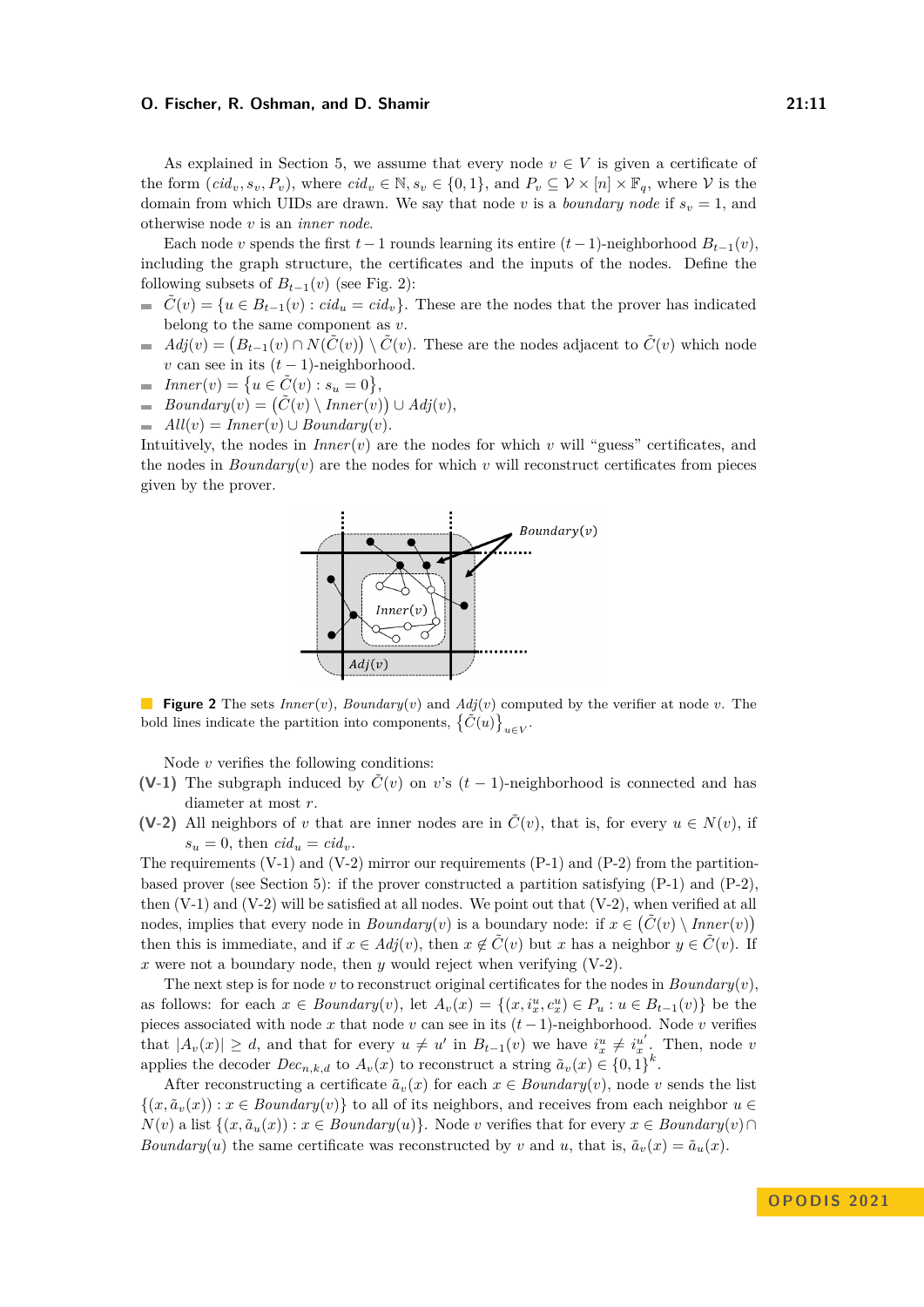As explained in Section 5, we assume that every node $v \in V$ is given a certificate of the form $(cid_v, s_v, P_v)$, where $cid_v \in \mathbb{N}, s_v \in \{0,1\}$, and $P_v \subseteq \mathcal{V} \times [n] \times \mathbb{F}_q$, where $\mathcal{V}$ is the domain from which UIDs are drawn. We say that node $v$ is a *boundary node* if $s_v = 1$, and otherwise node $v$ is an *inner node*.

Each node $v$ spends the first $t-1$ rounds learning its entire $(t-1)$-neighborhood $B_{t-1}(v)$, including the graph structure, the certificates and the inputs of the nodes. Define the following subsets of $B_{t-1}(v)$ (see Fig. 2):

- $\tilde{C}(v) = \{u \in B_{t-1}(v) : cid_u = cid_v\}$. These are the nodes that the prover has indicated belong to the same component as $v$.
- $Adj(v) = \left(B_{t-1}(v) \cap N(\tilde{C}(v))\right) \setminus \tilde{C}(v)$. These are the nodes adjacent to $\tilde{C}(v)$ which node $v$ can see in its $(t-1)$-neighborhood.
- $Inner(v) = \left\{u \in \tilde{C}(v) : s_u = 0\right\}$,
- $Boundary(v) = \left(\tilde{C}(v) \setminus Inner(v)\right) \cup Adj(v)$,
- $All(v) = Inner(v) \cup Boundary(v)$.

Intuitively, the nodes in $Inner(v)$ are the nodes for which $v$ will "guess" certificates, and the nodes in $Boundary(v)$ are the nodes for which $v$ will reconstruct certificates from pieces given by the prover.

**Figure 2** The sets $Inner(v)$, $Boundary(v)$ and $Adj(v)$ computed by the verifier at node $v$. The bold lines indicate the partition into components, $\left\{\tilde{C}(u)\right\}_{u \in V}$.

Node $v$ verifies the following conditions:

**(V-1)** The subgraph induced by $\tilde{C}(v)$ on $v$'s $(t-1)$-neighborhood is connected and has diameter at most $r$.

**(V-2)** All neighbors of $v$ that are inner nodes are in $\tilde{C}(v)$, that is, for every $u \in N(v)$, if $s_u = 0$, then $cid_u = cid_v$.

The requirements (V-1) and (V-2) mirror our requirements (P-1) and (P-2) from the partition-based prover (see Section 5): if the prover constructed a partition satisfying (P-1) and (P-2), then (V-1) and (V-2) will be satisfied at all nodes. We point out that (V-2), when verified at all nodes, implies that every node in $Boundary(v)$ is a boundary node: if $x \in \left(\tilde{C}(v) \setminus Inner(v)\right)$ then this is immediate, and if $x \in Adj(v)$, then $x \notin \tilde{C}(v)$ but $x$ has a neighbor $y \in \tilde{C}(v)$. If $x$ were not a boundary node, then $y$ would reject when verifying (V-2).

The next step is for node $v$ to reconstruct original certificates for the nodes in $Boundary(v)$, as follows: for each $x \in Boundary(v)$, let $A_v(x) = \{(x, i_x^u, c_x^u) \in P_u : u \in B_{t-1}(v)\}$ be the pieces associated with node $x$ that node $v$ can see in its $(t-1)$-neighborhood. Node $v$ verifies that $|A_v(x)| \geq d$, and that for every $u \neq u'$ in $B_{t-1}(v)$ we have $i_x^u \neq i_x^{u'}$. Then, node $v$ applies the decoder $Dec_{n,k,d}$ to $A_v(x)$ to reconstruct a string $\tilde{a}_v(x) \in \{0,1\}^k$.

After reconstructing a certificate $\tilde{a}_v(x)$ for each $x \in Boundary(v)$, node $v$ sends the list $\{(x, \tilde{a}_v(x)) : x \in Boundary(v)\}$ to all of its neighbors, and receives from each neighbor $u \in N(v)$ a list $\{(x, \tilde{a}_u(x)) : x \in Boundary(u)\}$. Node $v$ verifies that for every $x \in Boundary(v) \cap Boundary(u)$ the same certificate was reconstructed by $v$ and $u$, that is, $\tilde{a}_v(x) = \tilde{a}_u(x)$.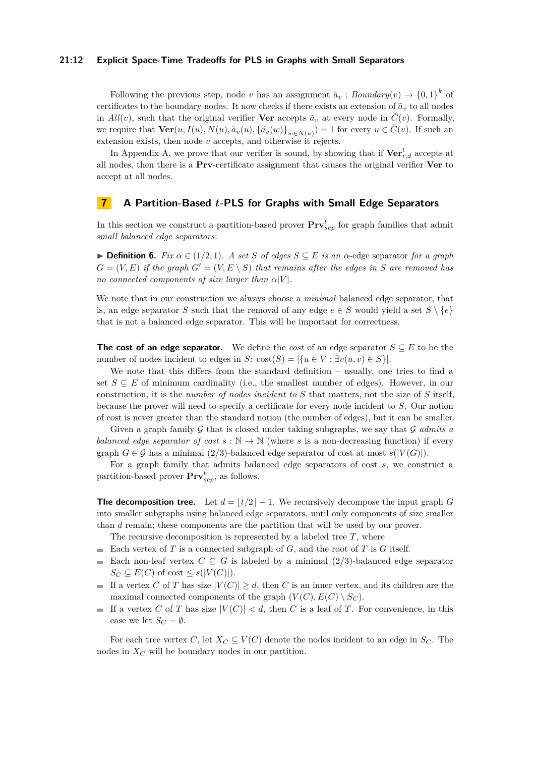Following the previous step, node $v$ has an assignment $\tilde{a}_v : \mathit{Boundary}(v) \to \{0,1\}^k$ of certificates to the boundary nodes. It now checks if there exists an extension of $\tilde{a}_v$ to all nodes in $\mathit{All}(v)$, such that the original verifier **Ver** accepts $\tilde{a}_v$ at every node in $\tilde{C}(v)$. Formally, we require that $\mathbf{Ver}(u, I(u), N(u), \tilde{a}_v(u), \{\tilde{a_v}(w)\}_{w \in N(u)}) = 1$ for every $u \in \tilde{C}(v)$. If such an extension exists, then node $v$ accepts, and otherwise it rejects.

In Appendix A, we prove that our verifier is sound, by showing that if $\mathbf{Ver}^t_{r,d}$ accepts at all nodes, then there is a **Prv**-certificate assignment that causes the original verifier **Ver** to accept at all nodes.

# 7 A Partition-Based $t$-PLS for Graphs with Small Edge Separators

In this section we construct a partition-based prover $\mathbf{Prv}^t_{sep}$ for graph families that admit *small balanced edge separators*:

▶ **Definition 6.** *Fix $\alpha \in (1/2, 1)$. A set $S$ of edges $S \subseteq E$ is an* $\alpha$-edge separator *for a graph $G = (V, E)$ if the graph $G' = (V, E \setminus S)$ that remains after the edges in $S$ are removed has no connected components of size larger than $\alpha|V|$.*

We note that in our construction we always choose a *minimal* balanced edge separator, that is, an edge separator $S$ such that the removal of any edge $e \in S$ would yield a set $S \setminus \{e\}$ that is not a balanced edge separator. This will be important for correctness.

**The cost of an edge separator.** We define the *cost* of an edge separator $S \subseteq E$ to be the number of nodes incident to edges in $S$: $\text{cost}(S) = |\{u \in V : \exists v(u, v) \in S\}|$.

We note that this differs from the standard definition – usually, one tries to find a set $S \subseteq E$ of minimum cardinality (i.e., the smallest number of edges). However, in our construction, it is the *number of nodes incident to $S$* that matters, not the size of $S$ itself, because the prover will need to specify a certificate for every node incident to $S$. Our notion of cost is never greater than the standard notion (the number of edges), but it can be smaller.

Given a graph family $\mathcal{G}$ that is closed under taking subgraphs, we say that $\mathcal{G}$ *admits a balanced edge separator of cost* $s : \mathbb{N} \to \mathbb{N}$ (where $s$ is a non-decreasing function) if every graph $G \in \mathcal{G}$ has a minimal $(2/3)$-balanced edge separator of cost at most $s(|V(G)|)$.

For a graph family that admits balanced edge separators of cost $s$, we construct a partition-based prover $\mathbf{Prv}^t_{sep}$, as follows.

**The decomposition tree.** Let $d = \lfloor t/2 \rfloor - 1$. We recursively decompose the input graph $G$ into smaller subgraphs using balanced edge separators, until only components of size smaller than $d$ remain; these components are the partition that will be used by our prover.

The recursive decomposition is represented by a labeled tree $T$, where

- Each vertex of $T$ is a connected subgraph of $G$, and the root of $T$ is $G$ itself.
- Each non-leaf vertex $C \subseteq G$ is labeled by a minimal $(2/3)$-balanced edge separator $S_C \subseteq E(C)$ of cost $\leq s(|V(C)|)$.
- If a vertex $C$ of $T$ has size $|V(C)| \geq d$, then $C$ is an inner vertex, and its children are the maximal connected components of the graph $(V(C), E(C) \setminus S_C)$.
- If a vertex $C$ of $T$ has size $|V(C)| < d$, then $C$ is a leaf of $T$. For convenience, in this case we let $S_C = \emptyset$.

For each tree vertex $C$, let $X_C \subseteq V(C)$ denote the nodes incident to an edge in $S_C$. The nodes in $X_C$ will be boundary nodes in our partition.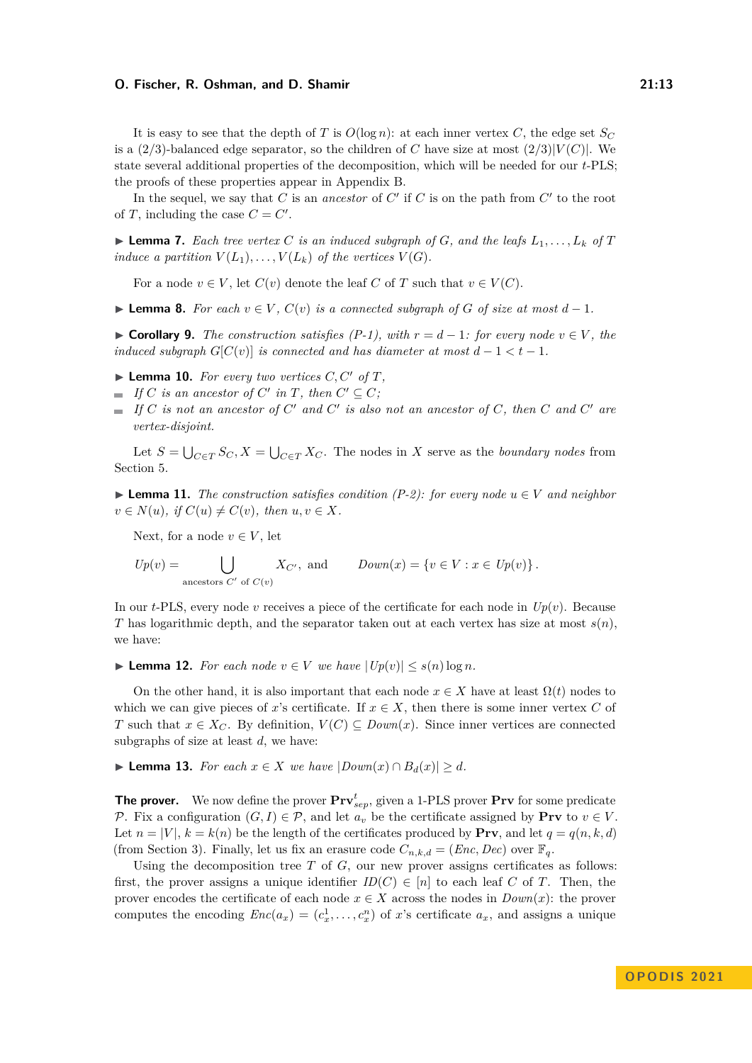It is easy to see that the depth of $T$ is $O(\log n)$: at each inner vertex $C$, the edge set $S_C$ is a $(2/3)$-balanced edge separator, so the children of $C$ have size at most $(2/3)|V(C)|$. We state several additional properties of the decomposition, which will be needed for our $t$-PLS; the proofs of these properties appear in Appendix B.

In the sequel, we say that $C$ is an *ancestor* of $C'$ if $C$ is on the path from $C'$ to the root of $T$, including the case $C = C'$.

▶ **Lemma 7.** *Each tree vertex $C$ is an induced subgraph of $G$, and the leafs $L_1, \ldots, L_k$ of $T$ induce a partition $V(L_1), \ldots, V(L_k)$ of the vertices $V(G)$.*

For a node $v \in V$, let $C(v)$ denote the leaf $C$ of $T$ such that $v \in V(C)$.

▶ **Lemma 8.** *For each $v \in V$, $C(v)$ is a connected subgraph of $G$ of size at most $d - 1$.*

▶ **Corollary 9.** *The construction satisfies (P-1), with $r = d - 1$: for every node $v \in V$, the induced subgraph $G[C(v)]$ is connected and has diameter at most $d - 1 < t - 1$.*

▶ **Lemma 10.** *For every two vertices $C, C'$ of $T$,*

- *If $C$ is an ancestor of $C'$ in $T$, then $C' \subseteq C$;*
- *If $C$ is not an ancestor of $C'$ and $C'$ is also not an ancestor of $C$, then $C$ and $C'$ are vertex-disjoint.*

Let $S = \bigcup_{C \in T} S_C, X = \bigcup_{C \in T} X_C$. The nodes in $X$ serve as the *boundary nodes* from Section 5.

▶ **Lemma 11.** *The construction satisfies condition (P-2): for every node $u \in V$ and neighbor $v \in N(u)$, if $C(u) \neq C(v)$, then $u, v \in X$.*

Next, for a node $v \in V$, let

$$Up(v) = \bigcup_{\text{ancestors } C' \text{ of } C(v)} X_{C'}, \text{ and} \qquad Down(x) = \{v \in V : x \in Up(v)\}.$$

In our $t$-PLS, every node $v$ receives a piece of the certificate for each node in $Up(v)$. Because $T$ has logarithmic depth, and the separator taken out at each vertex has size at most $s(n)$, we have:

▶ **Lemma 12.** *For each node $v \in V$ we have $|Up(v)| \leq s(n) \log n$.*

On the other hand, it is also important that each node $x \in X$ have at least $\Omega(t)$ nodes to which we can give pieces of $x$'s certificate. If $x \in X$, then there is some inner vertex $C$ of $T$ such that $x \in X_C$. By definition, $V(C) \subseteq Down(x)$. Since inner vertices are connected subgraphs of size at least $d$, we have:

▶ **Lemma 13.** *For each $x \in X$ we have $|Down(x) \cap B_d(x)| \geq d$.*

**The prover.** We now define the prover $\mathbf{Prv}^t_{sep}$, given a 1-PLS prover $\mathbf{Prv}$ for some predicate $\mathcal{P}$. Fix a configuration $(G, I) \in \mathcal{P}$, and let $a_v$ be the certificate assigned by $\mathbf{Prv}$ to $v \in V$. Let $n = |V|$, $k = k(n)$ be the length of the certificates produced by $\mathbf{Prv}$, and let $q = q(n, k, d)$ (from Section 3). Finally, let us fix an erasure code $C_{n,k,d} = (Enc, Dec)$ over $\mathbb{F}_q$.

Using the decomposition tree $T$ of $G$, our new prover assigns certificates as follows: first, the prover assigns a unique identifier $ID(C) \in [n]$ to each leaf $C$ of $T$. Then, the prover encodes the certificate of each node $x \in X$ across the nodes in $Down(x)$: the prover computes the encoding $Enc(a_x) = (c^1_x, \ldots, c^n_x)$ of $x$'s certificate $a_x$, and assigns a unique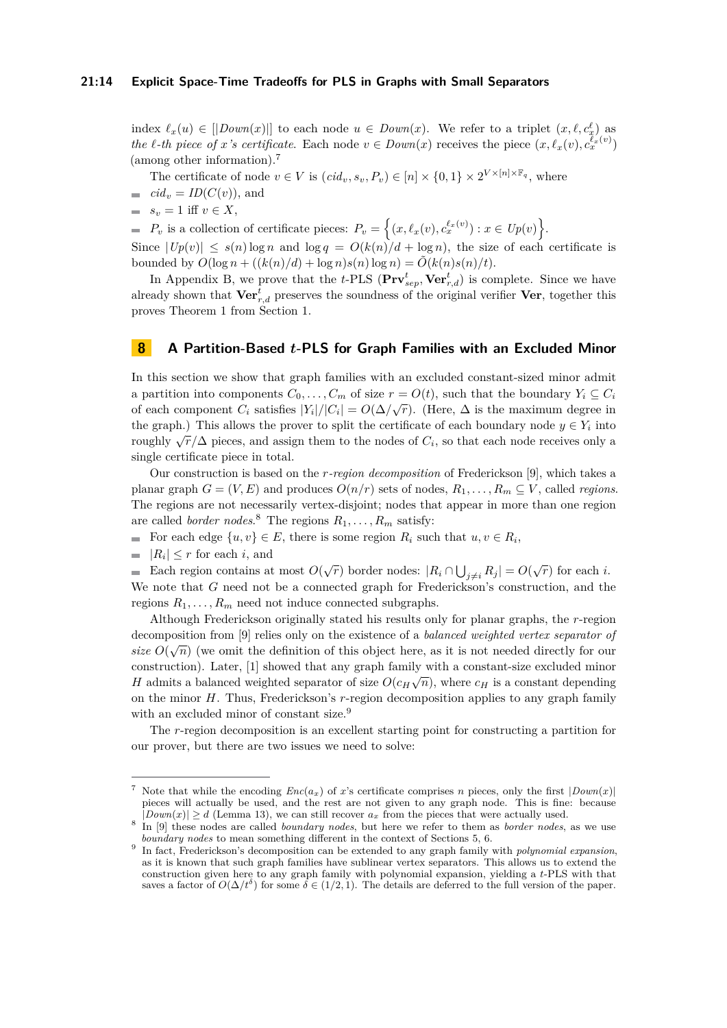index $\ell_x(u) \in [|Down(x)|]$ to each node $u \in Down(x)$. We refer to a triplet $(x, \ell, c_x^\ell)$ as *the $\ell$-th piece of $x$'s certificate*. Each node $v \in Down(x)$ receives the piece $(x, \ell_x(v), c_x^{\ell_x(v)})$ (among other information).[7]

The certificate of node $v \in V$ is $(cid_v, s_v, P_v) \in [n] \times \{0,1\} \times 2^{V \times [n] \times \mathbb{F}_q}$, where

- $cid_v = ID(C(v))$, and
- $s_v = 1$ iff $v \in X$,
- $P_v$ is a collection of certificate pieces: $P_v = \left\{ (x, \ell_x(v), c_x^{\ell_x(v)}) : x \in Up(v) \right\}$.

Since $|Up(v)| \leq s(n) \log n$ and $\log q = O(k(n)/d + \log n)$, the size of each certificate is bounded by $O(\log n + ((k(n)/d) + \log n)s(n) \log n) = \tilde{O}(k(n)s(n)/t)$.

In Appendix B, we prove that the $t$-PLS $(\mathbf{Prv}^t_{sep}, \mathbf{Ver}^t_{r,d})$ is complete. Since we have already shown that $\mathbf{Ver}^t_{r,d}$ preserves the soundness of the original verifier $\mathbf{Ver}$, together this proves Theorem 1 from Section 1.

## 8 A Partition-Based $t$-PLS for Graph Families with an Excluded Minor

In this section we show that graph families with an excluded constant-sized minor admit a partition into components $C_0, \ldots, C_m$ of size $r = O(t)$, such that the boundary $Y_i \subseteq C_i$ of each component $C_i$ satisfies $|Y_i|/|C_i| = O(\Delta/\sqrt{r})$. (Here, $\Delta$ is the maximum degree in the graph.) This allows the prover to split the certificate of each boundary node $y \in Y_i$ into roughly $\sqrt{r}/\Delta$ pieces, and assign them to the nodes of $C_i$, so that each node receives only a single certificate piece in total.

Our construction is based on the *$r$-region decomposition* of Frederickson [9], which takes a planar graph $G = (V, E)$ and produces $O(n/r)$ sets of nodes, $R_1, \ldots, R_m \subseteq V$, called *regions*. The regions are not necessarily vertex-disjoint; nodes that appear in more than one region are called *border nodes*.[8] The regions $R_1, \ldots, R_m$ satisfy:

- For each edge $\{u, v\} \in E$, there is some region $R_i$ such that $u, v \in R_i$,
- $|R_i| \leq r$ for each $i$, and
- Each region contains at most $O(\sqrt{r})$ border nodes: $|R_i \cap \bigcup_{j \neq i} R_j| = O(\sqrt{r})$ for each $i$.

We note that $G$ need not be a connected graph for Frederickson's construction, and the regions $R_1, \ldots, R_m$ need not induce connected subgraphs.

Although Frederickson originally stated his results only for planar graphs, the $r$-region decomposition from [9] relies only on the existence of a *balanced weighted vertex separator of size $O(\sqrt{n})$* (we omit the definition of this object here, as it is not needed directly for our construction). Later, [1] showed that any graph family with a constant-size excluded minor $H$ admits a balanced weighted separator of size $O(c_H\sqrt{n})$, where $c_H$ is a constant depending on the minor $H$. Thus, Frederickson's $r$-region decomposition applies to any graph family with an excluded minor of constant size.[9]

The $r$-region decomposition is an excellent starting point for constructing a partition for our prover, but there are two issues we need to solve:

---

[7] Note that while the encoding $Enc(a_x)$ of $x$'s certificate comprises $n$ pieces, only the first $|Down(x)|$ pieces will actually be used, and the rest are not given to any graph node. This is fine: because $|Down(x)| \geq d$ (Lemma 13), we can still recover $a_x$ from the pieces that were actually used.

[8] In [9] these nodes are called *boundary nodes*, but here we refer to them as *border nodes*, as we use *boundary nodes* to mean something different in the context of Sections 5, 6.

[9] In fact, Frederickson's decomposition can be extended to any graph family with *polynomial expansion*, as it is known that such graph families have sublinear vertex separators. This allows us to extend the construction given here to any graph family with polynomial expansion, yielding a $t$-PLS with that saves a factor of $O(\Delta/t^\delta)$ for some $\delta \in (1/2, 1)$. The details are deferred to the full version of the paper.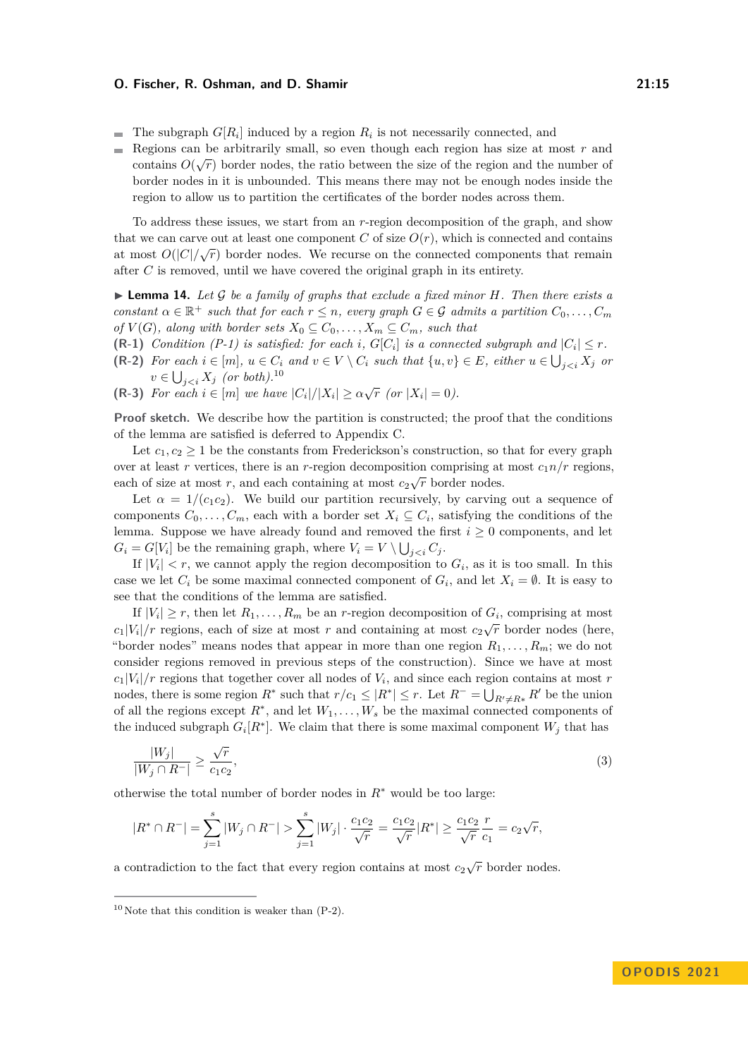- The subgraph $G[R_i]$ induced by a region $R_i$ is not necessarily connected, and
- Regions can be arbitrarily small, so even though each region has size at most $r$ and contains $O(\sqrt{r})$ border nodes, the ratio between the size of the region and the number of border nodes in it is unbounded. This means there may not be enough nodes inside the region to allow us to partition the certificates of the border nodes across them.

To address these issues, we start from an $r$-region decomposition of the graph, and show that we can carve out at least one component $C$ of size $O(r)$, which is connected and contains at most $O(|C|/\sqrt{r})$ border nodes. We recurse on the connected components that remain after $C$ is removed, until we have covered the original graph in its entirety.

▶ **Lemma 14.** *Let $\mathcal{G}$ be a family of graphs that exclude a fixed minor $H$. Then there exists a constant $\alpha \in \mathbb{R}^+$ such that for each $r \leq n$, every graph $G \in \mathcal{G}$ admits a partition $C_0, \ldots, C_m$ of $V(G)$, along with border sets $X_0 \subseteq C_0, \ldots, X_m \subseteq C_m$, such that*

**(R-1)** *Condition (P-1) is satisfied: for each $i$, $G[C_i]$ is a connected subgraph and $|C_i| \leq r$.*

**(R-2)** *For each $i \in [m]$, $u \in C_i$ and $v \in V \setminus C_i$ such that $\{u, v\} \in E$, either $u \in \bigcup_{j<i} X_j$ or $v \in \bigcup_{j<i} X_j$ (or both).*[10]

**(R-3)** *For each $i \in [m]$ we have $|C_i|/|X_i| \geq \alpha\sqrt{r}$ (or $|X_i| = 0$).*

**Proof sketch.** We describe how the partition is constructed; the proof that the conditions of the lemma are satisfied is deferred to Appendix C.

Let $c_1, c_2 \geq 1$ be the constants from Frederickson's construction, so that for every graph over at least $r$ vertices, there is an $r$-region decomposition comprising at most $c_1 n/r$ regions, each of size at most $r$, and each containing at most $c_2\sqrt{r}$ border nodes.

Let $\alpha = 1/(c_1 c_2)$. We build our partition recursively, by carving out a sequence of components $C_0, \ldots, C_m$, each with a border set $X_i \subseteq C_i$, satisfying the conditions of the lemma. Suppose we have already found and removed the first $i \geq 0$ components, and let $G_i = G[V_i]$ be the remaining graph, where $V_i = V \setminus \bigcup_{j<i} C_j$.

If $|V_i| < r$, we cannot apply the region decomposition to $G_i$, as it is too small. In this case we let $C_i$ be some maximal connected component of $G_i$, and let $X_i = \emptyset$. It is easy to see that the conditions of the lemma are satisfied.

If $|V_i| \geq r$, then let $R_1, \ldots, R_m$ be an $r$-region decomposition of $G_i$, comprising at most $c_1|V_i|/r$ regions, each of size at most $r$ and containing at most $c_2\sqrt{r}$ border nodes (here, "border nodes" means nodes that appear in more than one region $R_1, \ldots, R_m$; we do not consider regions removed in previous steps of the construction). Since we have at most $c_1|V_i|/r$ regions that together cover all nodes of $V_i$, and since each region contains at most $r$ nodes, there is some region $R^*$ such that $r/c_1 \leq |R^*| \leq r$. Let $R^- = \bigcup_{R' \neq R^*} R'$ be the union of all the regions except $R^*$, and let $W_1, \ldots, W_s$ be the maximal connected components of the induced subgraph $G_i[R^*]$. We claim that there is some maximal component $W_j$ that has

$$\frac{|W_j|}{|W_j \cap R^-|} \geq \frac{\sqrt{r}}{c_1 c_2}, \tag{3}$$

otherwise the total number of border nodes in $R^*$ would be too large:

$$|R^* \cap R^-| = \sum_{j=1}^{s} |W_j \cap R^-| > \sum_{j=1}^{s} |W_j| \cdot \frac{c_1 c_2}{\sqrt{r}} = \frac{c_1 c_2}{\sqrt{r}} |R^*| \geq \frac{c_1 c_2}{\sqrt{r}} \frac{r}{c_1} = c_2\sqrt{r},$$

a contradiction to the fact that every region contains at most $c_2\sqrt{r}$ border nodes.

---

[10] Note that this condition is weaker than (P-2).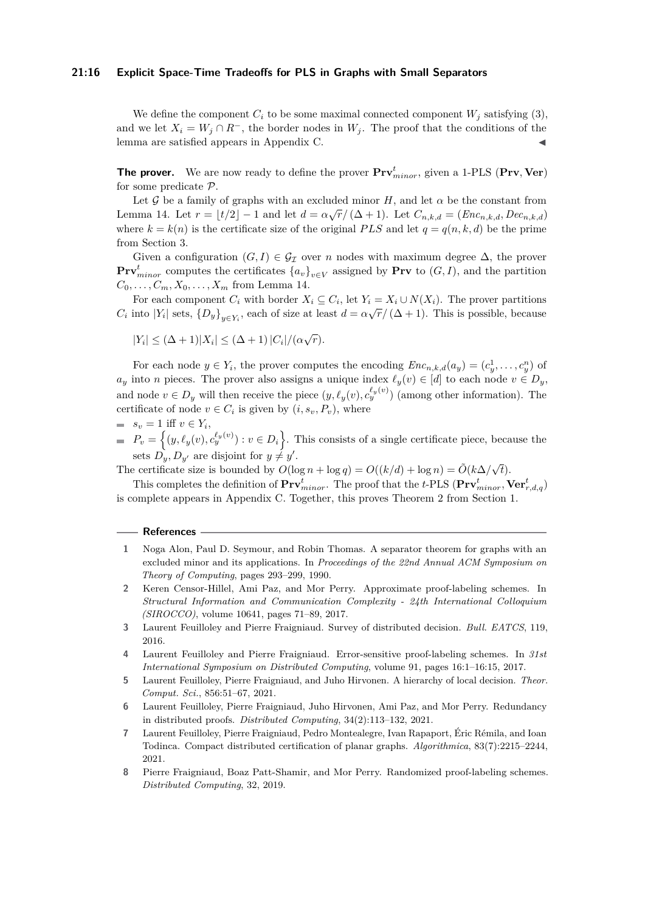We define the component $C_i$ to be some maximal connected component $W_j$ satisfying (3), and we let $X_i = W_j \cap R^-$, the border nodes in $W_j$. The proof that the conditions of the lemma are satisfied appears in Appendix C. ◀

**The prover.** We are now ready to define the prover $\mathbf{Prv}^t_{minor}$, given a 1-PLS $(\mathbf{Prv}, \mathbf{Ver})$ for some predicate $\mathcal{P}$.

Let $\mathcal{G}$ be a family of graphs with an excluded minor $H$, and let $\alpha$ be the constant from Lemma 14. Let $r = \lfloor t/2 \rfloor - 1$ and let $d = \alpha\sqrt{r}/(\Delta+1)$. Let $C_{n,k,d} = (Enc_{n,k,d}, Dec_{n,k,d})$ where $k = k(n)$ is the certificate size of the original $PLS$ and let $q = q(n,k,d)$ be the prime from Section 3.

Given a configuration $(G, I) \in \mathcal{G}_{\mathcal{I}}$ over $n$ nodes with maximum degree $\Delta$, the prover $\mathbf{Prv}^t_{minor}$ computes the certificates $\{a_v\}_{v \in V}$ assigned by $\mathbf{Prv}$ to $(G, I)$, and the partition $C_0, \ldots, C_m, X_0, \ldots, X_m$ from Lemma 14.

For each component $C_i$ with border $X_i \subseteq C_i$, let $Y_i = X_i \cup N(X_i)$. The prover partitions $C_i$ into $|Y_i|$ sets, $\{D_y\}_{y \in Y_i}$, each of size at least $d = \alpha\sqrt{r}/(\Delta+1)$. This is possible, because

$$|Y_i| \le (\Delta+1)|X_i| \le (\Delta+1)\,|C_i|/(\alpha\sqrt{r}).$$

For each node $y \in Y_i$, the prover computes the encoding $Enc_{n,k,d}(a_y) = (c^1_y, \ldots, c^n_y)$ of $a_y$ into $n$ pieces. The prover also assigns a unique index $\ell_y(v) \in [d]$ to each node $v \in D_y$, and node $v \in D_y$ will then receive the piece $(y, \ell_y(v), c^{\ell_y(v)}_y)$ (among other information). The certificate of node $v \in C_i$ is given by $(i, s_v, P_v)$, where

- $s_v = 1$ iff $v \in Y_i$,
- $P_v = \left\{(y, \ell_y(v), c^{\ell_y(v)}_y) : v \in D_i\right\}$. This consists of a single certificate piece, because the sets $D_y, D_{y'}$ are disjoint for $y \neq y'$.

The certificate size is bounded by $O(\log n + \log q) = O((k/d) + \log n) = \tilde{O}(k\Delta/\sqrt{t})$.

This completes the definition of $\mathbf{Prv}^t_{minor}$. The proof that the $t$-PLS $(\mathbf{Prv}^t_{minor}, \mathbf{Ver}^t_{r,d,q})$ is complete appears in Appendix C. Together, this proves Theorem 2 from Section 1.

## References

1. Noga Alon, Paul D. Seymour, and Robin Thomas. A separator theorem for graphs with an excluded minor and its applications. In *Proceedings of the 22nd Annual ACM Symposium on Theory of Computing*, pages 293–299, 1990.
2. Keren Censor-Hillel, Ami Paz, and Mor Perry. Approximate proof-labeling schemes. In *Structural Information and Communication Complexity - 24th International Colloquium (SIROCCO)*, volume 10641, pages 71–89, 2017.
3. Laurent Feuilloley and Pierre Fraigniaud. Survey of distributed decision. *Bull. EATCS*, 119, 2016.
4. Laurent Feuilloley and Pierre Fraigniaud. Error-sensitive proof-labeling schemes. In *31st International Symposium on Distributed Computing*, volume 91, pages 16:1–16:15, 2017.
5. Laurent Feuilloley, Pierre Fraigniaud, and Juho Hirvonen. A hierarchy of local decision. *Theor. Comput. Sci.*, 856:51–67, 2021.
6. Laurent Feuilloley, Pierre Fraigniaud, Juho Hirvonen, Ami Paz, and Mor Perry. Redundancy in distributed proofs. *Distributed Computing*, 34(2):113–132, 2021.
7. Laurent Feuilloley, Pierre Fraigniaud, Pedro Montealegre, Ivan Rapaport, Éric Rémila, and Ioan Todinca. Compact distributed certification of planar graphs. *Algorithmica*, 83(7):2215–2244, 2021.
8. Pierre Fraigniaud, Boaz Patt-Shamir, and Mor Perry. Randomized proof-labeling schemes. *Distributed Computing*, 32, 2019.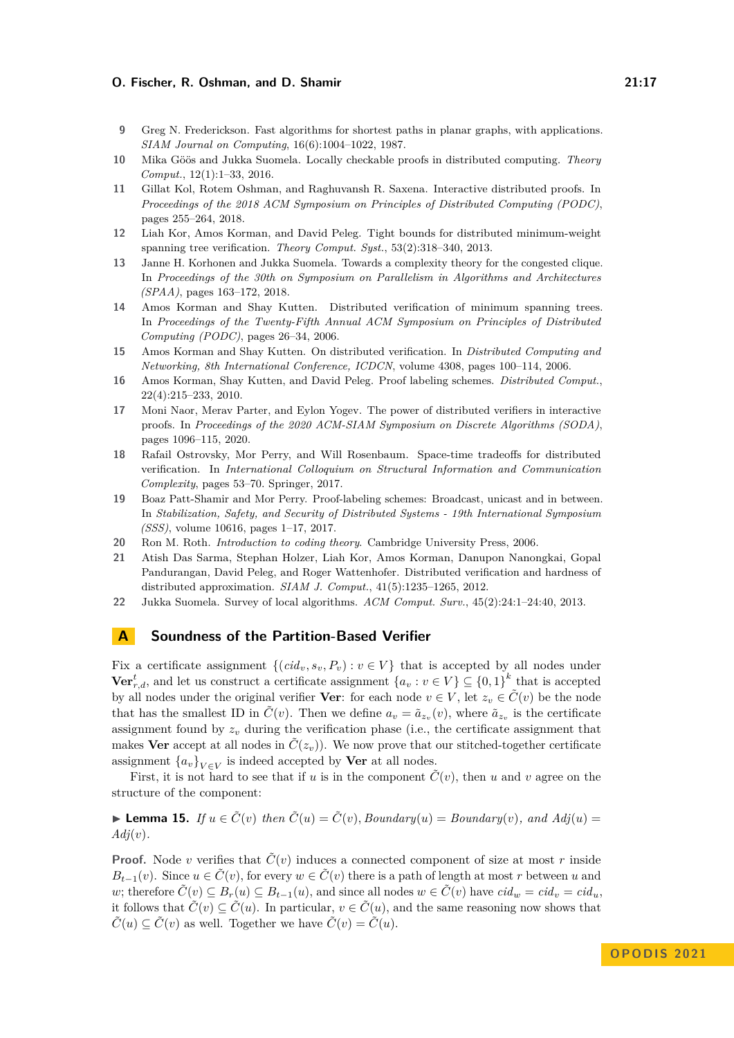9. Greg N. Frederickson. Fast algorithms for shortest paths in planar graphs, with applications. *SIAM Journal on Computing*, 16(6):1004–1022, 1987.
10. Mika Göös and Jukka Suomela. Locally checkable proofs in distributed computing. *Theory Comput.*, 12(1):1–33, 2016.
11. Gillat Kol, Rotem Oshman, and Raghuvansh R. Saxena. Interactive distributed proofs. In *Proceedings of the 2018 ACM Symposium on Principles of Distributed Computing (PODC)*, pages 255–264, 2018.
12. Liah Kor, Amos Korman, and David Peleg. Tight bounds for distributed minimum-weight spanning tree verification. *Theory Comput. Syst.*, 53(2):318–340, 2013.
13. Janne H. Korhonen and Jukka Suomela. Towards a complexity theory for the congested clique. In *Proceedings of the 30th on Symposium on Parallelism in Algorithms and Architectures (SPAA)*, pages 163–172, 2018.
14. Amos Korman and Shay Kutten. Distributed verification of minimum spanning trees. In *Proceedings of the Twenty-Fifth Annual ACM Symposium on Principles of Distributed Computing (PODC)*, pages 26–34, 2006.
15. Amos Korman and Shay Kutten. On distributed verification. In *Distributed Computing and Networking, 8th International Conference, ICDCN*, volume 4308, pages 100–114, 2006.
16. Amos Korman, Shay Kutten, and David Peleg. Proof labeling schemes. *Distributed Comput.*, 22(4):215–233, 2010.
17. Moni Naor, Merav Parter, and Eylon Yogev. The power of distributed verifiers in interactive proofs. In *Proceedings of the 2020 ACM-SIAM Symposium on Discrete Algorithms (SODA)*, pages 1096–115, 2020.
18. Rafail Ostrovsky, Mor Perry, and Will Rosenbaum. Space-time tradeoffs for distributed verification. In *International Colloquium on Structural Information and Communication Complexity*, pages 53–70. Springer, 2017.
19. Boaz Patt-Shamir and Mor Perry. Proof-labeling schemes: Broadcast, unicast and in between. In *Stabilization, Safety, and Security of Distributed Systems - 19th International Symposium (SSS)*, volume 10616, pages 1–17, 2017.
20. Ron M. Roth. *Introduction to coding theory*. Cambridge University Press, 2006.
21. Atish Das Sarma, Stephan Holzer, Liah Kor, Amos Korman, Danupon Nanongkai, Gopal Pandurangan, David Peleg, and Roger Wattenhofer. Distributed verification and hardness of distributed approximation. *SIAM J. Comput.*, 41(5):1235–1265, 2012.
22. Jukka Suomela. Survey of local algorithms. *ACM Comput. Surv.*, 45(2):24:1–24:40, 2013.

# A Soundness of the Partition-Based Verifier

Fix a certificate assignment $\{(cid_v, s_v, P_v) : v \in V\}$ that is accepted by all nodes under $\mathbf{Ver}^t_{r,d}$, and let us construct a certificate assignment $\{a_v : v \in V\} \subseteq \{0,1\}^k$ that is accepted by all nodes under the original verifier **Ver**: for each node $v \in V$, let $z_v \in \tilde{C}(v)$ be the node that has the smallest ID in $\tilde{C}(v)$. Then we define $a_v = \tilde{a}_{z_v}(v)$, where $\tilde{a}_{z_v}$ is the certificate assignment found by $z_v$ during the verification phase (i.e., the certificate assignment that makes **Ver** accept at all nodes in $\tilde{C}(z_v)$). We now prove that our stitched-together certificate assignment $\{a_v\}_{V \in V}$ is indeed accepted by **Ver** at all nodes.

First, it is not hard to see that if $u$ is in the component $\tilde{C}(v)$, then $u$ and $v$ agree on the structure of the component:

▶ **Lemma 15.** *If $u \in \tilde{C}(v)$ then $\tilde{C}(u) = \tilde{C}(v)$, $Boundary(u) = Boundary(v)$, and $Adj(u) = Adj(v)$.*

**Proof.** Node $v$ verifies that $\tilde{C}(v)$ induces a connected component of size at most $r$ inside $B_{t-1}(v)$. Since $u \in \tilde{C}(v)$, for every $w \in \tilde{C}(v)$ there is a path of length at most $r$ between $u$ and $w$; therefore $\tilde{C}(v) \subseteq B_r(u) \subseteq B_{t-1}(u)$, and since all nodes $w \in \tilde{C}(v)$ have $cid_w = cid_v = cid_u$, it follows that $\tilde{C}(v) \subseteq \tilde{C}(u)$. In particular, $v \in \tilde{C}(u)$, and the same reasoning now shows that $\tilde{C}(u) \subseteq \tilde{C}(v)$ as well. Together we have $\tilde{C}(v) = \tilde{C}(u)$.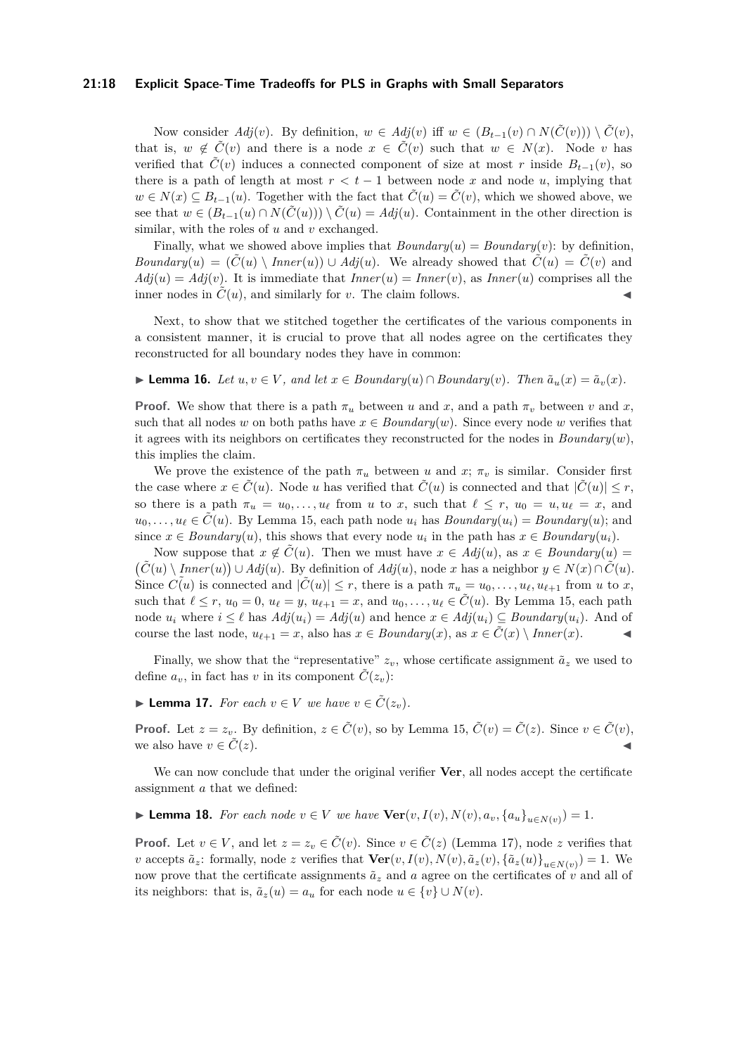Now consider $Adj(v)$. By definition, $w \in Adj(v)$ iff $w \in (B_{t-1}(v) \cap N(\tilde{C}(v))) \setminus \tilde{C}(v)$, that is, $w \notin \tilde{C}(v)$ and there is a node $x \in \tilde{C}(v)$ such that $w \in N(x)$. Node $v$ has verified that $\tilde{C}(v)$ induces a connected component of size at most $r$ inside $B_{t-1}(v)$, so there is a path of length at most $r < t-1$ between node $x$ and node $u$, implying that $w \in N(x) \subseteq B_{t-1}(u)$. Together with the fact that $\tilde{C}(u) = \tilde{C}(v)$, which we showed above, we see that $w \in (B_{t-1}(u) \cap N(\tilde{C}(u))) \setminus \tilde{C}(u) = Adj(u)$. Containment in the other direction is similar, with the roles of $u$ and $v$ exchanged.

Finally, what we showed above implies that $Boundary(u) = Boundary(v)$: by definition, $Boundary(u) = (\tilde{C}(u) \setminus Inner(u)) \cup Adj(u)$. We already showed that $\tilde{C}(u) = \tilde{C}(v)$ and $Adj(u) = Adj(v)$. It is immediate that $Inner(u) = Inner(v)$, as $Inner(u)$ comprises all the inner nodes in $\tilde{C}(u)$, and similarly for $v$. The claim follows. ◂

Next, to show that we stitched together the certificates of the various components in a consistent manner, it is crucial to prove that all nodes agree on the certificates they reconstructed for all boundary nodes they have in common:

▸ **Lemma 16.** *Let $u, v \in V$, and let $x \in Boundary(u) \cap Boundary(v)$. Then $\tilde{a}_u(x) = \tilde{a}_v(x)$.*

**Proof.** We show that there is a path $\pi_u$ between $u$ and $x$, and a path $\pi_v$ between $v$ and $x$, such that all nodes $w$ on both paths have $x \in Boundary(w)$. Since every node $w$ verifies that it agrees with its neighbors on certificates they reconstructed for the nodes in $Boundary(w)$, this implies the claim.

We prove the existence of the path $\pi_u$ between $u$ and $x$; $\pi_v$ is similar. Consider first the case where $x \in \tilde{C}(u)$. Node $u$ has verified that $\tilde{C}(u)$ is connected and that $|\tilde{C}(u)| \le r$, so there is a path $\pi_u = u_0, \ldots, u_\ell$ from $u$ to $x$, such that $\ell \le r$, $u_0 = u, u_\ell = x$, and $u_0, \ldots, u_\ell \in \tilde{C}(u)$. By Lemma 15, each path node $u_i$ has $Boundary(u_i) = Boundary(u)$; and since $x \in Boundary(u)$, this shows that every node $u_i$ in the path has $x \in Boundary(u_i)$.

Now suppose that $x \notin \tilde{C}(u)$. Then we must have $x \in Adj(u)$, as $x \in Boundary(u) = \big(\tilde{C}(u) \setminus Inner(u)\big) \cup Adj(u)$. By definition of $Adj(u)$, node $x$ has a neighbor $y \in N(x) \cap \tilde{C}(u)$. Since $\tilde{C(u)}$ is connected and $|\tilde{C}(u)| \le r$, there is a path $\pi_u = u_0, \ldots, u_\ell, u_{\ell+1}$ from $u$ to $x$, such that $\ell \le r$, $u_0 = 0$, $u_\ell = y$, $u_{\ell+1} = x$, and $u_0, \ldots, u_\ell \in \tilde{C}(u)$. By Lemma 15, each path node $u_i$ where $i \le \ell$ has $Adj(u_i) = Adj(u)$ and hence $x \in Adj(u_i) \subseteq Boundary(u_i)$. And of course the last node, $u_{\ell+1} = x$, also has $x \in Boundary(x)$, as $x \in \tilde{C}(x) \setminus Inner(x)$. ◂

Finally, we show that the "representative" $z_v$, whose certificate assignment $\tilde{a}_z$ we used to define $a_v$, in fact has $v$ in its component $\tilde{C}(z_v)$:

▸ **Lemma 17.** *For each $v \in V$ we have $v \in \tilde{C}(z_v)$.*

**Proof.** Let $z = z_v$. By definition, $z \in \tilde{C}(v)$, so by Lemma 15, $\tilde{C}(v) = \tilde{C}(z)$. Since $v \in \tilde{C}(v)$, we also have $v \in \tilde{C}(z)$. ◂

We can now conclude that under the original verifier **Ver**, all nodes accept the certificate assignment $a$ that we defined:

▸ **Lemma 18.** *For each node $v \in V$ we have $\mathbf{Ver}(v, I(v), N(v), a_v, \{a_u\}_{u \in N(v)}) = 1$.*

**Proof.** Let $v \in V$, and let $z = z_v \in \tilde{C}(v)$. Since $v \in \tilde{C}(z)$ (Lemma 17), node $z$ verifies that $v$ accepts $\tilde{a}_z$: formally, node $z$ verifies that $\mathbf{Ver}(v, I(v), N(v), \tilde{a}_z(v), \{\tilde{a}_z(u)\}_{u \in N(v)}) = 1$. We now prove that the certificate assignments $\tilde{a}_z$ and $a$ agree on the certificates of $v$ and all of its neighbors: that is, $\tilde{a}_z(u) = a_u$ for each node $u \in \{v\} \cup N(v)$.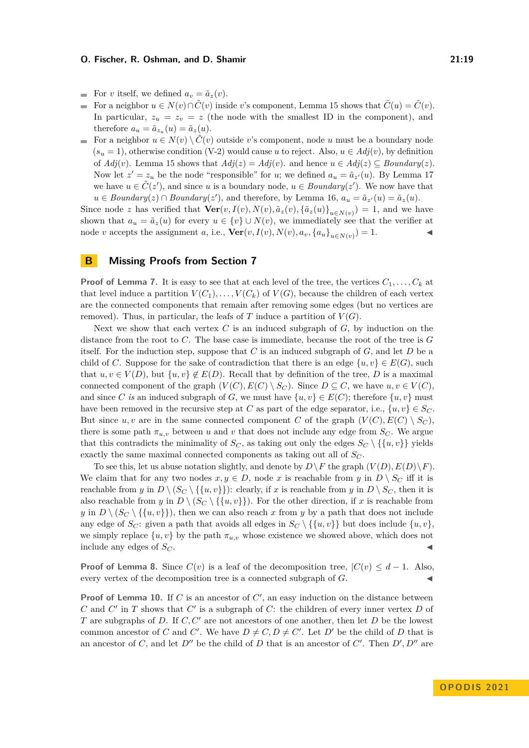- For $v$ itself, we defined $a_v = \tilde{a}_z(v)$.
- For a neighbor $u \in N(v) \cap \tilde{C}(v)$ inside $v$'s component, Lemma 15 shows that $\tilde{C}(u) = \tilde{C}(v)$. In particular, $z_u = z_v = z$ (the node with the smallest ID in the component), and therefore $a_u = \tilde{a}_{z_u}(u) = \tilde{a}_z(u)$.
- For a neighbor $u \in N(v) \setminus \tilde{C}(v)$ outside $v$'s component, node $u$ must be a boundary node ($s_u = 1$), otherwise condition (V-2) would cause $u$ to reject. Also, $u \in \mathit{Adj}(v)$, by definition of $\mathit{Adj}(v)$. Lemma 15 shows that $\mathit{Adj}(z) = \mathit{Adj}(v)$. and hence $u \in \mathit{Adj}(z) \subseteq \mathit{Boundary}(z)$. Now let $z' = z_u$ be the node "responsible" for $u$; we defined $a_u = \tilde{a}_{z'}(u)$. By Lemma 17 we have $u \in \tilde{C}(z')$, and since $u$ is a boundary node, $u \in \mathit{Boundary}(z')$. We now have that $u \in \mathit{Boundary}(z) \cap \mathit{Boundary}(z')$, and therefore, by Lemma 16, $a_u = \tilde{a}_{z'}(u) = \tilde{a}_z(u)$.

Since node $z$ has verified that $\mathbf{Ver}(v, I(v), N(v), \tilde{a}_z(v), \{\tilde{a}_z(u)\}_{u \in N(v)}) = 1$, and we have shown that $a_u = \tilde{a}_z(u)$ for every $u \in \{v\} \cup N(v)$, we immediately see that the verifier at node $v$ accepts the assignment $a$, i.e., $\mathbf{Ver}(v, I(v), N(v), a_v, \{a_u\}_{u \in N(v)}) = 1$. ◀

# B Missing Proofs from Section 7

**Proof of Lemma 7.** It is easy to see that at each level of the tree, the vertices $C_1, \ldots, C_k$ at that level induce a partition $V(C_1), \ldots, V(C_k)$ of $V(G)$, because the children of each vertex are the connected components that remain after removing some edges (but no vertices are removed). Thus, in particular, the leafs of $T$ induce a partition of $V(G)$.

Next we show that each vertex $C$ is an induced subgraph of $G$, by induction on the distance from the root to $C$. The base case is immediate, because the root of the tree is $G$ itself. For the induction step, suppose that $C$ is an induced subgraph of $G$, and let $D$ be a child of $C$. Suppose for the sake of contradiction that there is an edge $\{u, v\} \in E(G)$, such that $u, v \in V(D)$, but $\{u, v\} \notin E(D)$. Recall that by definition of the tree, $D$ is a maximal connected component of the graph $(V(C), E(C) \setminus S_C)$. Since $D \subseteq C$, we have $u, v \in V(C)$, and since $C$ *is* an induced subgraph of $G$, we must have $\{u, v\} \in E(C)$; therefore $\{u, v\}$ must have been removed in the recursive step at $C$ as part of the edge separator, i.e., $\{u, v\} \in S_C$. But since $u, v$ are in the same connected component $C$ of the graph $(V(C), E(C) \setminus S_C)$, there is some path $\pi_{u,v}$ between $u$ and $v$ that does not include any edge from $S_C$. We argue that this contradicts the minimality of $S_C$, as taking out only the edges $S_C \setminus \{\{u, v\}\}$ yields exactly the same maximal connected components as taking out all of $S_C$.

To see this, let us abuse notation slightly, and denote by $D \setminus F$ the graph $(V(D), E(D) \setminus F)$. We claim that for any two nodes $x, y \in D$, node $x$ is reachable from $y$ in $D \setminus S_C$ iff it is reachable from $y$ in $D \setminus (S_C \setminus \{\{u, v\}\})$: clearly, if $x$ is reachable from $y$ in $D \setminus S_C$, then it is also reachable from $y$ in $D \setminus (S_C \setminus \{\{u, v\}\})$. For the other direction, if $x$ is reachable from $y$ in $D \setminus (S_C \setminus \{\{u, v\}\})$, then we can also reach $x$ from $y$ by a path that does not include any edge of $S_C$: given a path that avoids all edges in $S_C \setminus \{\{u, v\}\}$ but does include $\{u, v\}$, we simply replace $\{u, v\}$ by the path $\pi_{u,v}$ whose existence we showed above, which does not include any edges of $S_C$. ◀

**Proof of Lemma 8.** Since $C(v)$ is a leaf of the decomposition tree, $|C(v)| \leq d - 1$. Also, every vertex of the decomposition tree is a connected subgraph of $G$. ◀

**Proof of Lemma 10.** If $C$ is an ancestor of $C'$, an easy induction on the distance between $C$ and $C'$ in $T$ shows that $C'$ is a subgraph of $C$: the children of every inner vertex $D$ of $T$ are subgraphs of $D$. If $C, C'$ are not ancestors of one another, then let $D$ be the lowest common ancestor of $C$ and $C'$. We have $D \neq C, D \neq C'$. Let $D'$ be the child of $D$ that is an ancestor of $C$, and let $D''$ be the child of $D$ that is an ancestor of $C'$. Then $D', D''$ are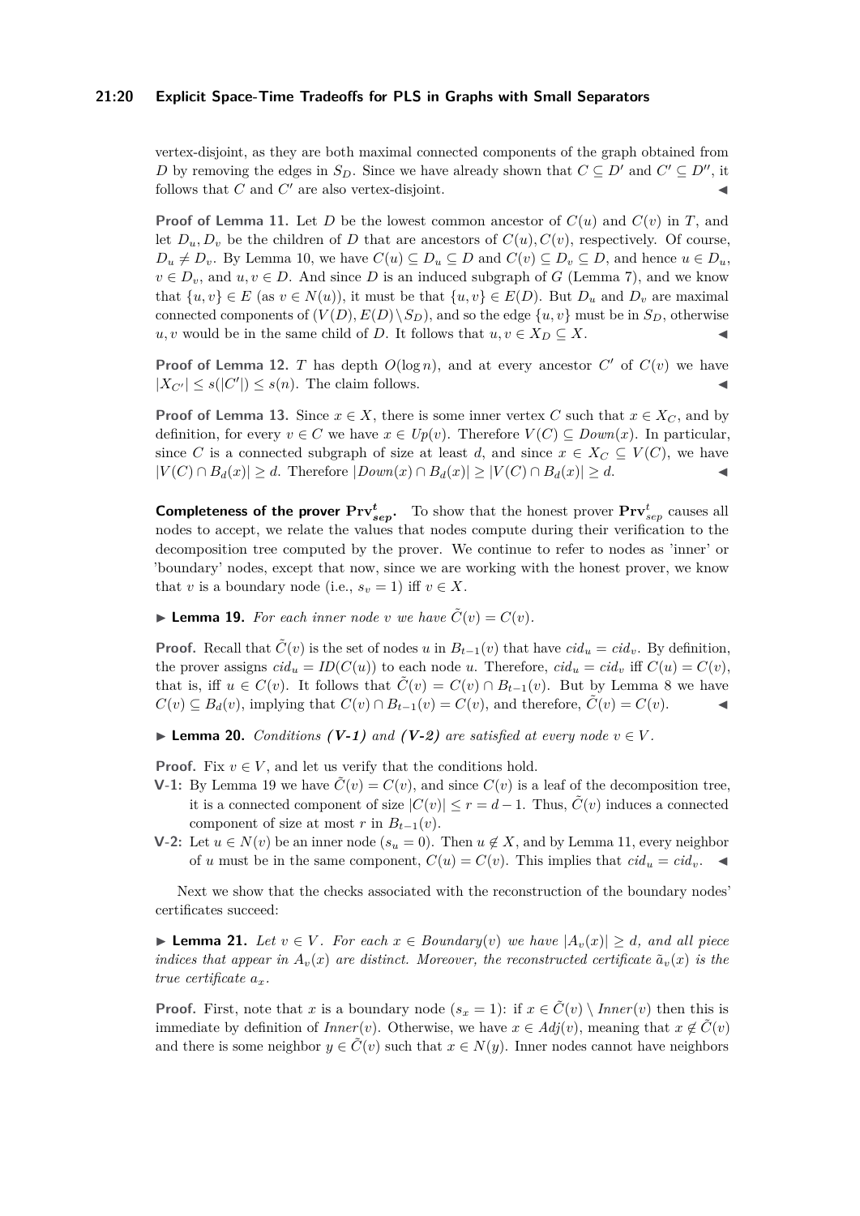vertex-disjoint, as they are both maximal connected components of the graph obtained from $D$ by removing the edges in $S_D$. Since we have already shown that $C \subseteq D'$ and $C' \subseteq D''$, it follows that $C$ and $C'$ are also vertex-disjoint. ◀

**Proof of Lemma 11.** Let $D$ be the lowest common ancestor of $C(u)$ and $C(v)$ in $T$, and let $D_u, D_v$ be the children of $D$ that are ancestors of $C(u), C(v)$, respectively. Of course, $D_u \neq D_v$. By Lemma 10, we have $C(u) \subseteq D_u \subseteq D$ and $C(v) \subseteq D_v \subseteq D$, and hence $u \in D_u$, $v \in D_v$, and $u, v \in D$. And since $D$ is an induced subgraph of $G$ (Lemma 7), and we know that $\{u, v\} \in E$ (as $v \in N(u)$), it must be that $\{u, v\} \in E(D)$. But $D_u$ and $D_v$ are maximal connected components of $(V(D), E(D) \setminus S_D)$, and so the edge $\{u, v\}$ must be in $S_D$, otherwise $u, v$ would be in the same child of $D$. It follows that $u, v \in X_D \subseteq X$. ◀

**Proof of Lemma 12.** $T$ has depth $O(\log n)$, and at every ancestor $C'$ of $C(v)$ we have $|X_{C'}| \leq s(|C'|) \leq s(n)$. The claim follows. ◀

**Proof of Lemma 13.** Since $x \in X$, there is some inner vertex $C$ such that $x \in X_C$, and by definition, for every $v \in C$ we have $x \in Up(v)$. Therefore $V(C) \subseteq Down(x)$. In particular, since $C$ is a connected subgraph of size at least $d$, and since $x \in X_C \subseteq V(C)$, we have $|V(C) \cap B_d(x)| \geq d$. Therefore $|Down(x) \cap B_d(x)| \geq |V(C) \cap B_d(x)| \geq d$. ◀

**Completeness of the prover $\mathbf{Prv}^t_{sep}$.** To show that the honest prover $\mathbf{Prv}^t_{sep}$ causes all nodes to accept, we relate the values that nodes compute during their verification to the decomposition tree computed by the prover. We continue to refer to nodes as 'inner' or 'boundary' nodes, except that now, since we are working with the honest prover, we know that $v$ is a boundary node (i.e., $s_v = 1$) iff $v \in X$.

▶ **Lemma 19.** *For each inner node $v$ we have $\tilde{C}(v) = C(v)$.*

**Proof.** Recall that $\tilde{C}(v)$ is the set of nodes $u$ in $B_{t-1}(v)$ that have $cid_u = cid_v$. By definition, the prover assigns $cid_u = ID(C(u))$ to each node $u$. Therefore, $cid_u = cid_v$ iff $C(u) = C(v)$, that is, iff $u \in C(v)$. It follows that $\tilde{C}(v) = C(v) \cap B_{t-1}(v)$. But by Lemma 8 we have $C(v) \subseteq B_d(v)$, implying that $C(v) \cap B_{t-1}(v) = C(v)$, and therefore, $\tilde{C}(v) = C(v)$. ◀

▶ **Lemma 20.** *Conditions **(V-1)** and **(V-2)** are satisfied at every node $v \in V$.*

**Proof.** Fix $v \in V$, and let us verify that the conditions hold.

**V-1:** By Lemma 19 we have $\tilde{C}(v) = C(v)$, and since $C(v)$ is a leaf of the decomposition tree, it is a connected component of size $|C(v)| \leq r = d - 1$. Thus, $\tilde{C}(v)$ induces a connected component of size at most $r$ in $B_{t-1}(v)$.

**V-2:** Let $u \in N(v)$ be an inner node ($s_u = 0$). Then $u \notin X$, and by Lemma 11, every neighbor of $u$ must be in the same component, $C(u) = C(v)$. This implies that $cid_u = cid_v$. ◀

Next we show that the checks associated with the reconstruction of the boundary nodes' certificates succeed:

▶ **Lemma 21.** *Let $v \in V$. For each $x \in Boundary(v)$ we have $|A_v(x)| \geq d$, and all piece indices that appear in $A_v(x)$ are distinct. Moreover, the reconstructed certificate $\tilde{a}_v(x)$ is the true certificate $a_x$.*

**Proof.** First, note that $x$ is a boundary node ($s_x = 1$): if $x \in \tilde{C}(v) \setminus Inner(v)$ then this is immediate by definition of $Inner(v)$. Otherwise, we have $x \in Adj(v)$, meaning that $x \notin \tilde{C}(v)$ and there is some neighbor $y \in \tilde{C}(v)$ such that $x \in N(y)$. Inner nodes cannot have neighbors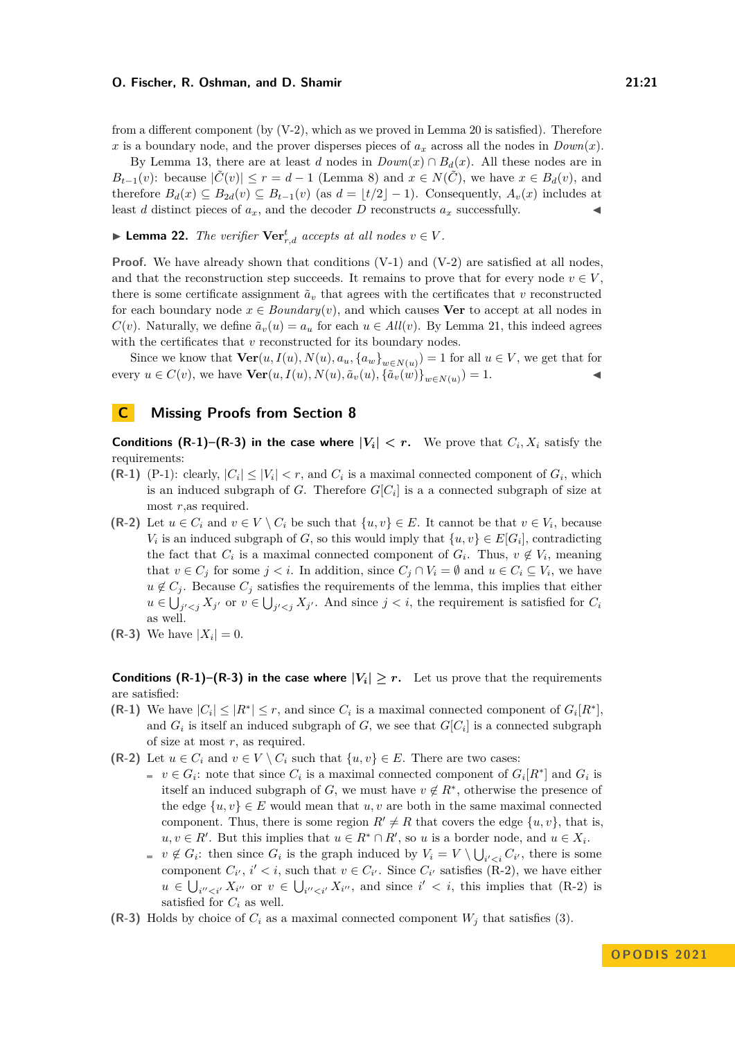from a different component (by (V-2), which as we proved in Lemma 20 is satisfied). Therefore $x$ is a boundary node, and the prover disperses pieces of $a_x$ across all the nodes in $Down(x)$.

By Lemma 13, there are at least $d$ nodes in $Down(x) \cap B_d(x)$. All these nodes are in $B_{t-1}(v)$: because $|\tilde{C}(v)| \le r = d - 1$ (Lemma 8) and $x \in N(\tilde{C})$, we have $x \in B_d(v)$, and therefore $B_d(x) \subseteq B_{2d}(v) \subseteq B_{t-1}(v)$ (as $d = \lfloor t/2 \rfloor - 1$). Consequently, $A_v(x)$ includes at least $d$ distinct pieces of $a_x$, and the decoder $D$ reconstructs $a_x$ successfully. ◀

▶ **Lemma 22.** *The verifier* $\mathbf{Ver}^t_{r,d}$ *accepts at all nodes* $v \in V$.

**Proof.** We have already shown that conditions (V-1) and (V-2) are satisfied at all nodes, and that the reconstruction step succeeds. It remains to prove that for every node $v \in V$, there is some certificate assignment $\tilde{a}_v$ that agrees with the certificates that $v$ reconstructed for each boundary node $x \in Boundary(v)$, and which causes $\mathbf{Ver}$ to accept at all nodes in $C(v)$. Naturally, we define $\tilde{a}_v(u) = a_u$ for each $u \in All(v)$. By Lemma 21, this indeed agrees with the certificates that $v$ reconstructed for its boundary nodes.

Since we know that $\mathbf{Ver}(u, I(u), N(u), a_u, \{a_w\}_{w \in N(u)}) = 1$ for all $u \in V$, we get that for every $u \in C(v)$, we have $\mathbf{Ver}(u, I(u), N(u), \tilde{a}_v(u), \{\tilde{a}_v(w)\}_{w \in N(u)}) = 1$. ◀

## C Missing Proofs from Section 8

**Conditions (R-1)–(R-3) in the case where $|V_i| < r$.** We prove that $C_i, X_i$ satisfy the requirements:

**(R-1)** (P-1): clearly, $|C_i| \le |V_i| < r$, and $C_i$ is a maximal connected component of $G_i$, which is an induced subgraph of $G$. Therefore $G[C_i]$ is a a connected subgraph of size at most $r$,as required.

**(R-2)** Let $u \in C_i$ and $v \in V \setminus C_i$ be such that $\{u, v\} \in E$. It cannot be that $v \in V_i$, because $V_i$ is an induced subgraph of $G$, so this would imply that $\{u, v\} \in E[G_i]$, contradicting the fact that $C_i$ is a maximal connected component of $G_i$. Thus, $v \notin V_i$, meaning that $v \in C_j$ for some $j < i$. In addition, since $C_j \cap V_i = \emptyset$ and $u \in C_i \subseteq V_i$, we have $u \notin C_j$. Because $C_j$ satisfies the requirements of the lemma, this implies that either $u \in \bigcup_{j' < j} X_{j'}$ or $v \in \bigcup_{j' < j} X_{j'}$. And since $j < i$, the requirement is satisfied for $C_i$ as well.

**(R-3)** We have $|X_i| = 0$.

**Conditions (R-1)–(R-3) in the case where $|V_i| \ge r$.** Let us prove that the requirements are satisfied:

**(R-1)** We have $|C_i| \le |R^*| \le r$, and since $C_i$ is a maximal connected component of $G_i[R^*]$, and $G_i$ is itself an induced subgraph of $G$, we see that $G[C_i]$ is a connected subgraph of size at most $r$, as required.

**(R-2)** Let $u \in C_i$ and $v \in V \setminus C_i$ such that $\{u, v\} \in E$. There are two cases:

- $v \in G_i$: note that since $C_i$ is a maximal connected component of $G_i[R^*]$ and $G_i$ is itself an induced subgraph of $G$, we must have $v \notin R^*$, otherwise the presence of the edge $\{u, v\} \in E$ would mean that $u, v$ are both in the same maximal connected component. Thus, there is some region $R' \neq R$ that covers the edge $\{u, v\}$, that is, $u, v \in R'$. But this implies that $u \in R^* \cap R'$, so $u$ is a border node, and $u \in X_i$.
- $v \notin G_i$: then since $G_i$ is the graph induced by $V_i = V \setminus \bigcup_{i' < i} C_{i'}$, there is some component $C_{i'}$, $i' < i$, such that $v \in C_{i'}$. Since $C_{i'}$ satisfies (R-2), we have either $u \in \bigcup_{i'' < i'} X_{i''}$ or $v \in \bigcup_{i'' < i'} X_{i''}$, and since $i' < i$, this implies that (R-2) is satisfied for $C_i$ as well.

**(R-3)** Holds by choice of $C_i$ as a maximal connected component $W_j$ that satisfies (3).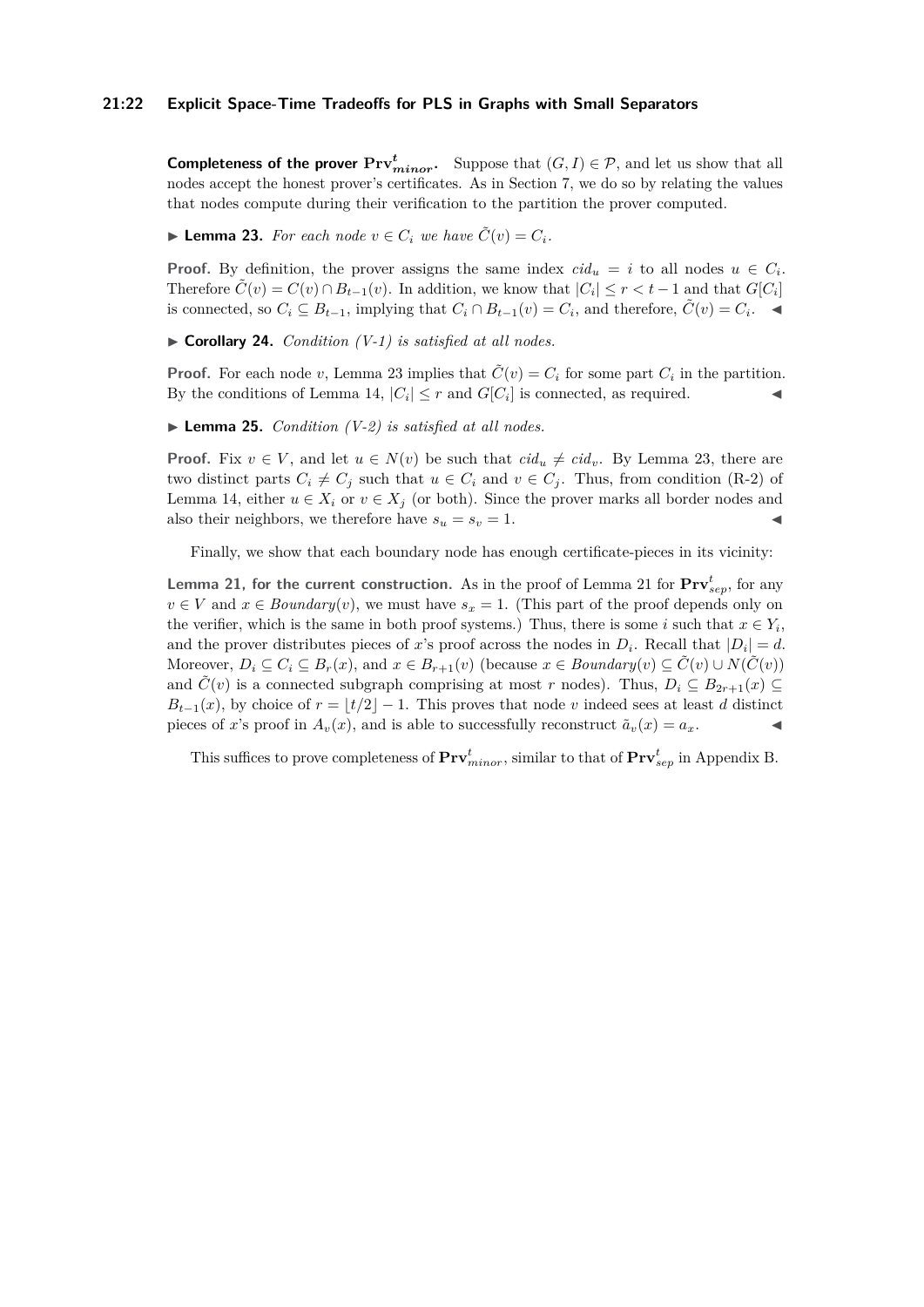**Completeness of the prover $\mathbf{Prv}^t_{minor}$.** Suppose that $(G, I) \in \mathcal{P}$, and let us show that all nodes accept the honest prover's certificates. As in Section 7, we do so by relating the values that nodes compute during their verification to the partition the prover computed.

▶ **Lemma 23.** *For each node $v \in C_i$ we have $\tilde{C}(v) = C_i$.*

**Proof.** By definition, the prover assigns the same index $cid_u = i$ to all nodes $u \in C_i$. Therefore $\tilde{C}(v) = C(v) \cap B_{t-1}(v)$. In addition, we know that $|C_i| \leq r < t - 1$ and that $G[C_i]$ is connected, so $C_i \subseteq B_{t-1}$, implying that $C_i \cap B_{t-1}(v) = C_i$, and therefore, $\tilde{C}(v) = C_i$. ◀

▶ **Corollary 24.** *Condition (V-1) is satisfied at all nodes.*

**Proof.** For each node $v$, Lemma 23 implies that $\tilde{C}(v) = C_i$ for some part $C_i$ in the partition. By the conditions of Lemma 14, $|C_i| \leq r$ and $G[C_i]$ is connected, as required. ◀

▶ **Lemma 25.** *Condition (V-2) is satisfied at all nodes.*

**Proof.** Fix $v \in V$, and let $u \in N(v)$ be such that $cid_u \neq cid_v$. By Lemma 23, there are two distinct parts $C_i \neq C_j$ such that $u \in C_i$ and $v \in C_j$. Thus, from condition (R-2) of Lemma 14, either $u \in X_i$ or $v \in X_j$ (or both). Since the prover marks all border nodes and also their neighbors, we therefore have $s_u = s_v = 1$. ◀

Finally, we show that each boundary node has enough certificate-pieces in its vicinity:

**Lemma 21, for the current construction.** As in the proof of Lemma 21 for $\mathbf{Prv}^t_{sep}$, for any $v \in V$ and $x \in Boundary(v)$, we must have $s_x = 1$. (This part of the proof depends only on the verifier, which is the same in both proof systems.) Thus, there is some $i$ such that $x \in Y_i$, and the prover distributes pieces of $x$'s proof across the nodes in $D_i$. Recall that $|D_i| = d$. Moreover, $D_i \subseteq C_i \subseteq B_r(x)$, and $x \in B_{r+1}(v)$ (because $x \in Boundary(v) \subseteq \tilde{C}(v) \cup N(\tilde{C}(v))$ and $\tilde{C}(v)$ is a connected subgraph comprising at most $r$ nodes). Thus, $D_i \subseteq B_{2r+1}(x) \subseteq B_{t-1}(x)$, by choice of $r = \lfloor t/2 \rfloor - 1$. This proves that node $v$ indeed sees at least $d$ distinct pieces of $x$'s proof in $A_v(x)$, and is able to successfully reconstruct $\tilde{a}_v(x) = a_x$. ◀

This suffices to prove completeness of $\mathbf{Prv}^t_{minor}$, similar to that of $\mathbf{Prv}^t_{sep}$ in Appendix B.